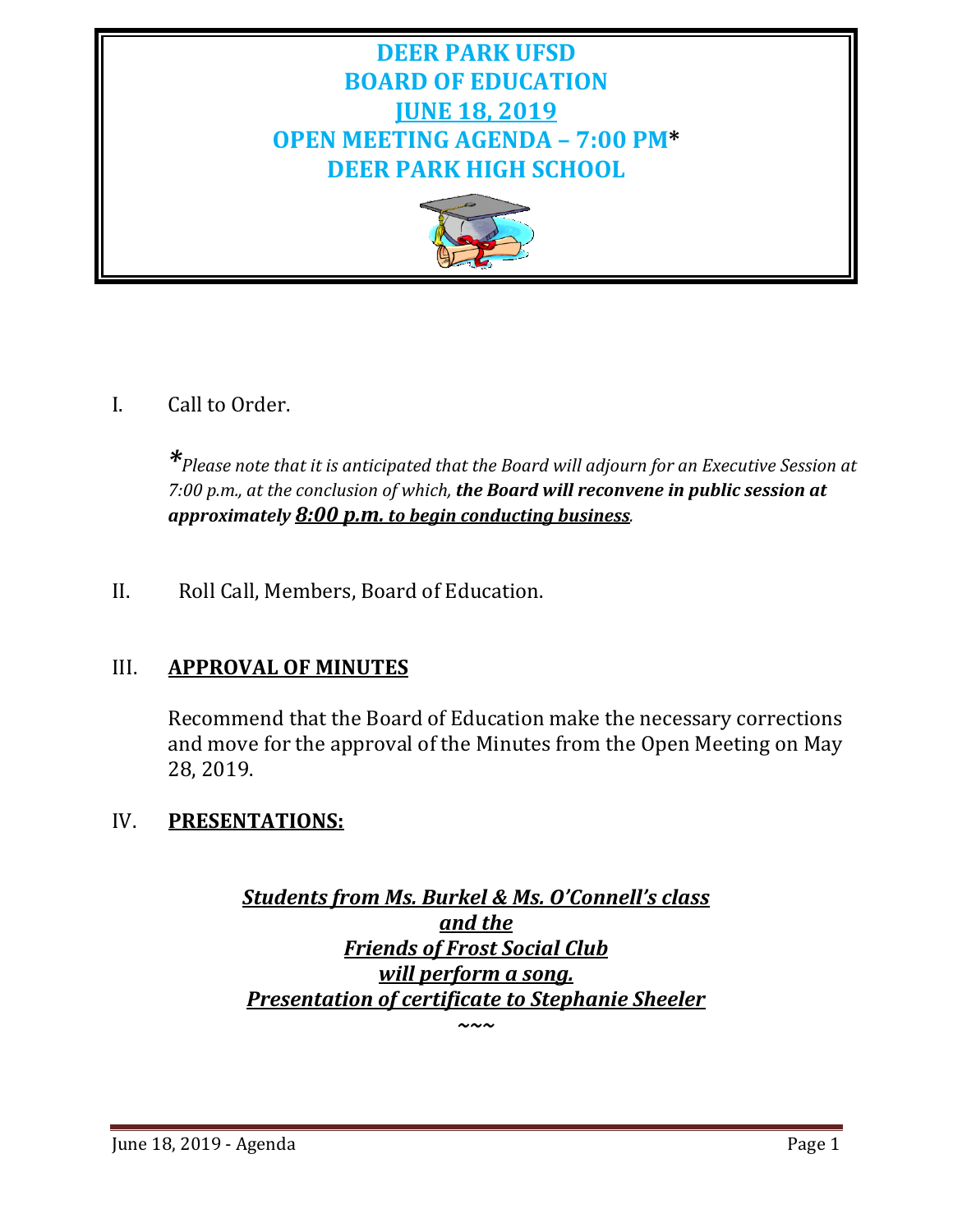# DEER PARK UFSD
# BOARD OF EDUCATION
# JUNE 18, 2019
# OPEN MEETING AGENDA – 7:00 PM*
# DEER PARK HIGH SCHOOL

I. Call to Order.

*\*Please note that it is anticipated that the Board will adjourn for an Executive Session at 7:00 p.m., at the conclusion of which,* ***the Board will reconvene in public session at approximately 8:00 p.m. to begin conducting business****.*

II. Roll Call, Members, Board of Education.

## III. APPROVAL OF MINUTES

Recommend that the Board of Education make the necessary corrections and move for the approval of the Minutes from the Open Meeting on May 28, 2019.

## IV. PRESENTATIONS:

***Students from Ms. Burkel & Ms. O'Connell's class***
***and the***
***Friends of Frost Social Club***
***will perform a song.***
***Presentation of certificate to Stephanie Sheeler***

~~~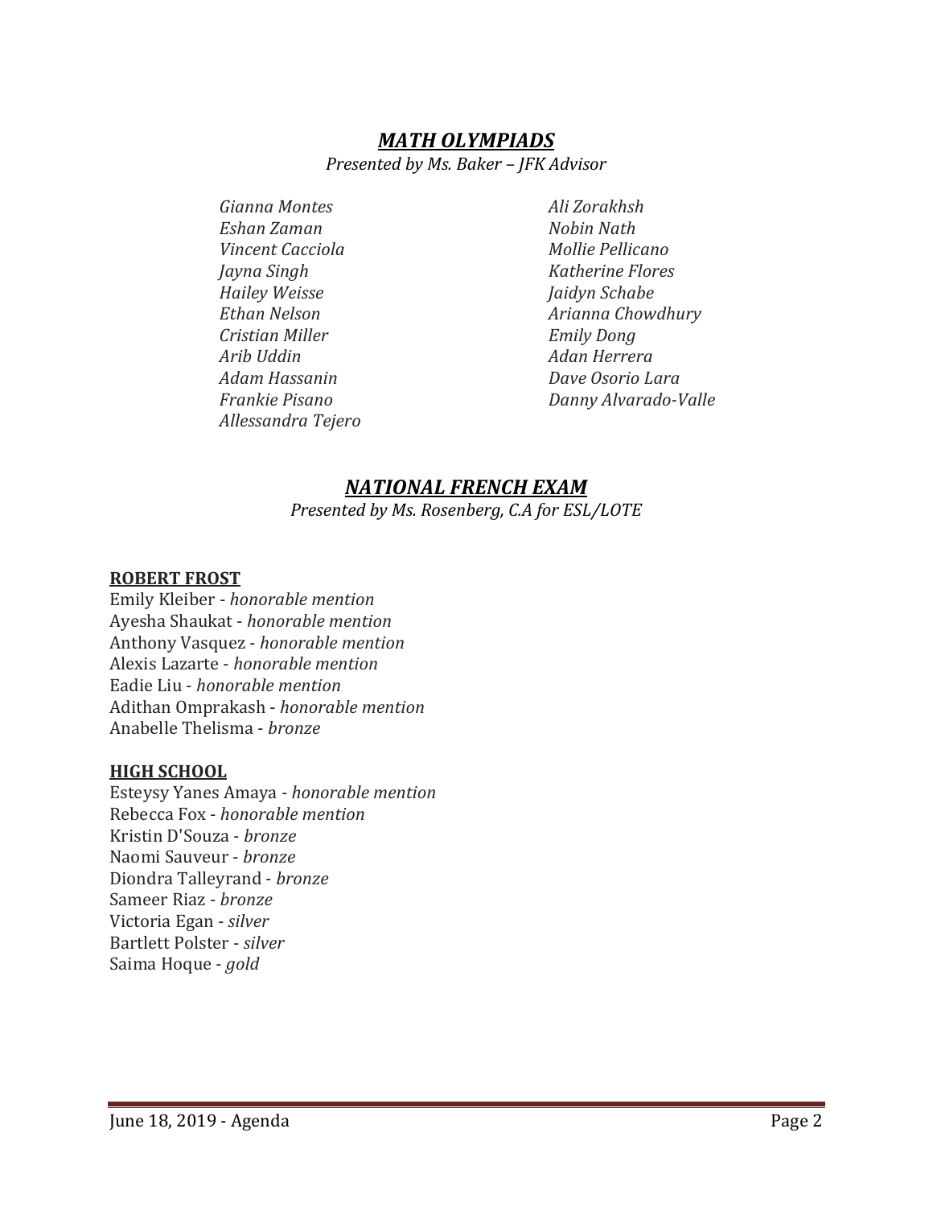## *MATH OLYMPIADS*

*Presented by Ms. Baker – JFK Advisor*

*Gianna Montes*
*Eshan Zaman*
*Vincent Cacciola*
*Jayna Singh*
*Hailey Weisse*
*Ethan Nelson*
*Cristian Miller*
*Arib Uddin*
*Adam Hassanin*
*Frankie Pisano*
*Allessandra Tejero*
*Ali Zorakhsh*
*Nobin Nath*
*Mollie Pellicano*
*Katherine Flores*
*Jaidyn Schabe*
*Arianna Chowdhury*
*Emily Dong*
*Adan Herrera*
*Dave Osorio Lara*
*Danny Alvarado-Valle*

## *NATIONAL FRENCH EXAM*

*Presented by Ms. Rosenberg, C.A for ESL/LOTE*

**ROBERT FROST**

Emily Kleiber - *honorable mention*
Ayesha Shaukat - *honorable mention*
Anthony Vasquez - *honorable mention*
Alexis Lazarte - *honorable mention*
Eadie Liu - *honorable mention*
Adithan Omprakash - *honorable mention*
Anabelle Thelisma - *bronze*

**HIGH SCHOOL**

Esteysy Yanes Amaya - *honorable mention*
Rebecca Fox - *honorable mention*
Kristin D'Souza - *bronze*
Naomi Sauveur - *bronze*
Diondra Talleyrand - *bronze*
Sameer Riaz - *bronze*
Victoria Egan - *silver*
Bartlett Polster - *silver*
Saima Hoque - *gold*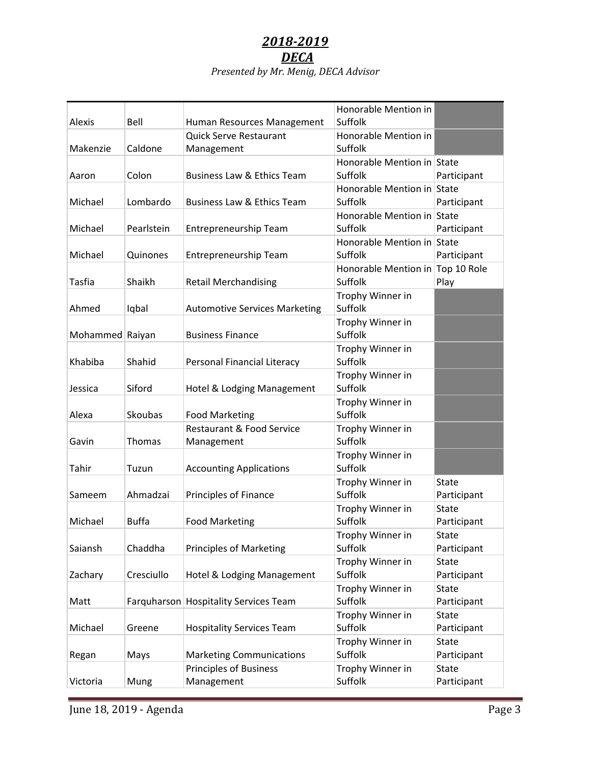## *2018-2019*
## *DECA*
*Presented by Mr. Menig, DECA Advisor*

| | | | | |
|---|---|---|---|---|
| Alexis | Bell | Human Resources Management | Honorable Mention in Suffolk | |
| Makenzie | Caldone | Quick Serve Restaurant Management | Honorable Mention in Suffolk | |
| Aaron | Colon | Business Law & Ethics Team | Honorable Mention in Suffolk | State Participant |
| Michael | Lombardo | Business Law & Ethics Team | Honorable Mention in Suffolk | State Participant |
| Michael | Pearlstein | Entrepreneurship Team | Honorable Mention in Suffolk | State Participant |
| Michael | Quinones | Entrepreneurship Team | Honorable Mention in Suffolk | State Participant |
| Tasfia | Shaikh | Retail Merchandising | Honorable Mention in Suffolk | Top 10 Role Play |
| Ahmed | Iqbal | Automotive Services Marketing | Trophy Winner in Suffolk | |
| Mohammed | Raiyan | Business Finance | Trophy Winner in Suffolk | |
| Khabiba | Shahid | Personal Financial Literacy | Trophy Winner in Suffolk | |
| Jessica | Siford | Hotel & Lodging Management | Trophy Winner in Suffolk | |
| Alexa | Skoubas | Food Marketing | Trophy Winner in Suffolk | |
| Gavin | Thomas | Restaurant & Food Service Management | Trophy Winner in Suffolk | |
| Tahir | Tuzun | Accounting Applications | Trophy Winner in Suffolk | |
| Sameem | Ahmadzai | Principles of Finance | Trophy Winner in Suffolk | State Participant |
| Michael | Buffa | Food Marketing | Trophy Winner in Suffolk | State Participant |
| Saiansh | Chaddha | Principles of Marketing | Trophy Winner in Suffolk | State Participant |
| Zachary | Cresciullo | Hotel & Lodging Management | Trophy Winner in Suffolk | State Participant |
| Matt | Farquharson | Hospitality Services Team | Trophy Winner in Suffolk | State Participant |
| Michael | Greene | Hospitality Services Team | Trophy Winner in Suffolk | State Participant |
| Regan | Mays | Marketing Communications | Trophy Winner in Suffolk | State Participant |
| Victoria | Mung | Principles of Business Management | Trophy Winner in Suffolk | State Participant |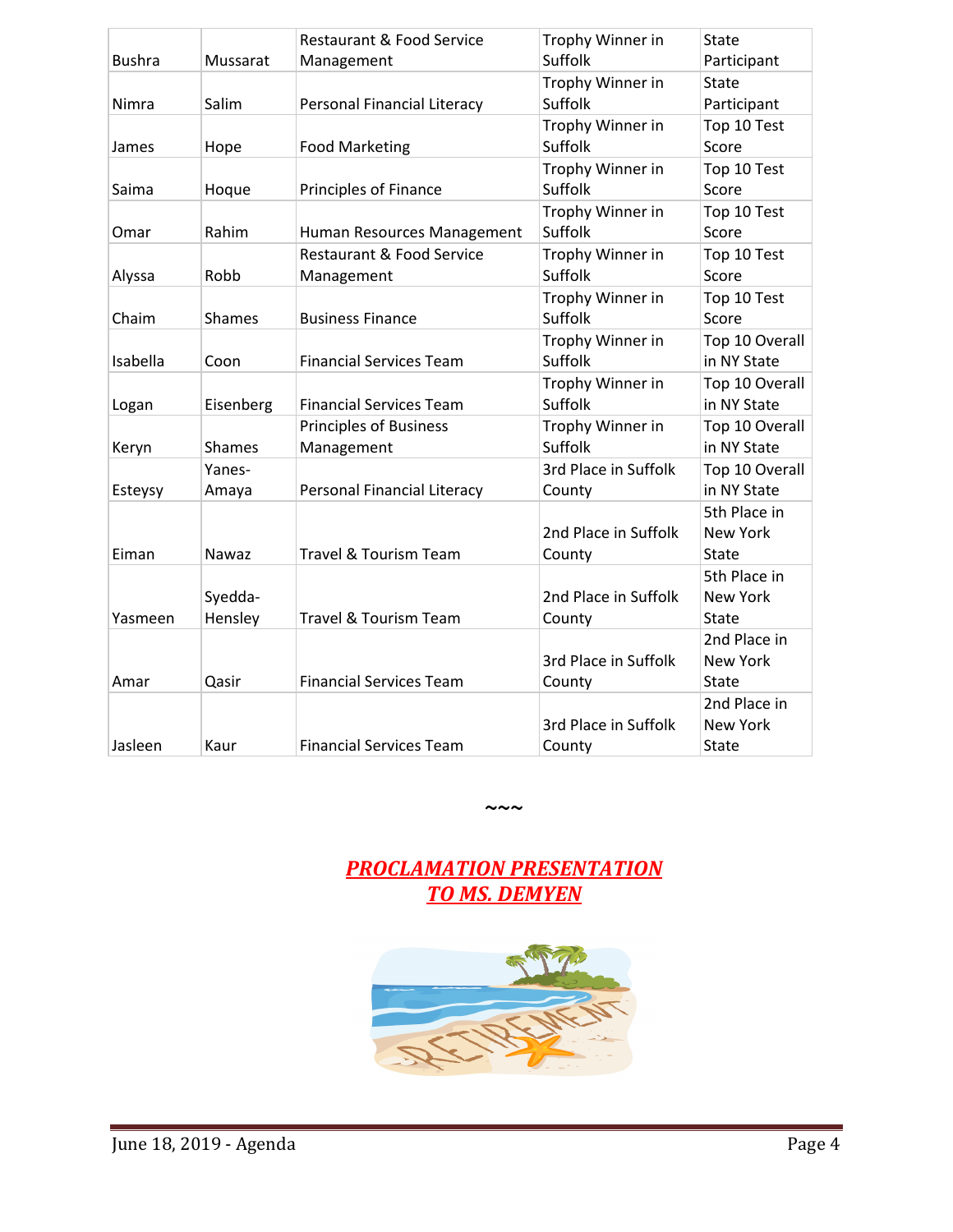| Bushra | Mussarat | Restaurant & Food Service Management | Trophy Winner in Suffolk | State Participant |
|---|---|---|---|---|
| Nimra | Salim | Personal Financial Literacy | Trophy Winner in Suffolk | State Participant |
| James | Hope | Food Marketing | Trophy Winner in Suffolk | Top 10 Test Score |
| Saima | Hoque | Principles of Finance | Trophy Winner in Suffolk | Top 10 Test Score |
| Omar | Rahim | Human Resources Management | Trophy Winner in Suffolk | Top 10 Test Score |
| Alyssa | Robb | Restaurant & Food Service Management | Trophy Winner in Suffolk | Top 10 Test Score |
| Chaim | Shames | Business Finance | Trophy Winner in Suffolk | Top 10 Test Score |
| Isabella | Coon | Financial Services Team | Trophy Winner in Suffolk | Top 10 Overall in NY State |
| Logan | Eisenberg | Financial Services Team | Trophy Winner in Suffolk | Top 10 Overall in NY State |
| Keryn | Shames | Principles of Business Management | Trophy Winner in Suffolk | Top 10 Overall in NY State |
| Esteysy | Yanes-Amaya | Personal Financial Literacy | 3rd Place in Suffolk County | Top 10 Overall in NY State |
| Eiman | Nawaz | Travel & Tourism Team | 2nd Place in Suffolk County | 5th Place in New York State |
| Yasmeen | Syedda-Hensley | Travel & Tourism Team | 2nd Place in Suffolk County | 5th Place in New York State |
| Amar | Qasir | Financial Services Team | 3rd Place in Suffolk County | 2nd Place in New York State |
| Jasleen | Kaur | Financial Services Team | 3rd Place in Suffolk County | 2nd Place in New York State |

~~~

## ***PROCLAMATION PRESENTATION TO MS. DEMYEN***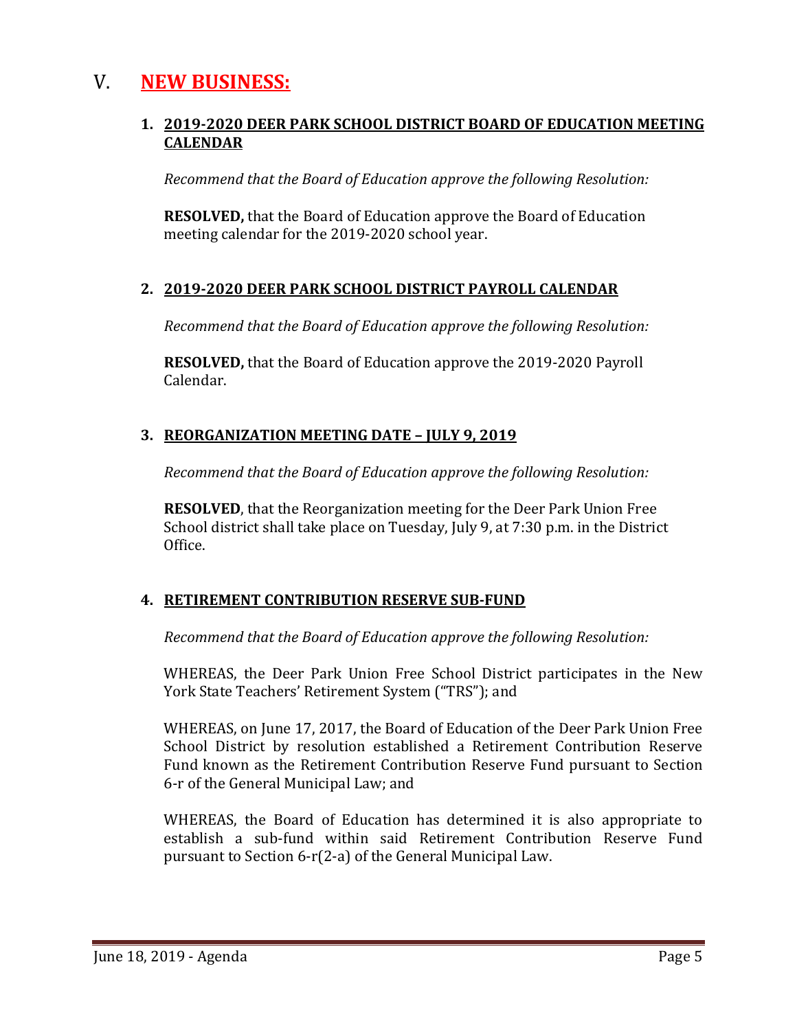# V. NEW BUSINESS:

**1. 2019-2020 DEER PARK SCHOOL DISTRICT BOARD OF EDUCATION MEETING CALENDAR**

*Recommend that the Board of Education approve the following Resolution:*

**RESOLVED,** that the Board of Education approve the Board of Education meeting calendar for the 2019-2020 school year.

**2. 2019-2020 DEER PARK SCHOOL DISTRICT PAYROLL CALENDAR**

*Recommend that the Board of Education approve the following Resolution:*

**RESOLVED,** that the Board of Education approve the 2019-2020 Payroll Calendar.

**3. REORGANIZATION MEETING DATE – JULY 9, 2019**

*Recommend that the Board of Education approve the following Resolution:*

**RESOLVED**, that the Reorganization meeting for the Deer Park Union Free School district shall take place on Tuesday, July 9, at 7:30 p.m. in the District Office.

**4. RETIREMENT CONTRIBUTION RESERVE SUB-FUND**

*Recommend that the Board of Education approve the following Resolution:*

WHEREAS, the Deer Park Union Free School District participates in the New York State Teachers' Retirement System ("TRS"); and

WHEREAS, on June 17, 2017, the Board of Education of the Deer Park Union Free School District by resolution established a Retirement Contribution Reserve Fund known as the Retirement Contribution Reserve Fund pursuant to Section 6-r of the General Municipal Law; and

WHEREAS, the Board of Education has determined it is also appropriate to establish a sub-fund within said Retirement Contribution Reserve Fund pursuant to Section 6-r(2-a) of the General Municipal Law.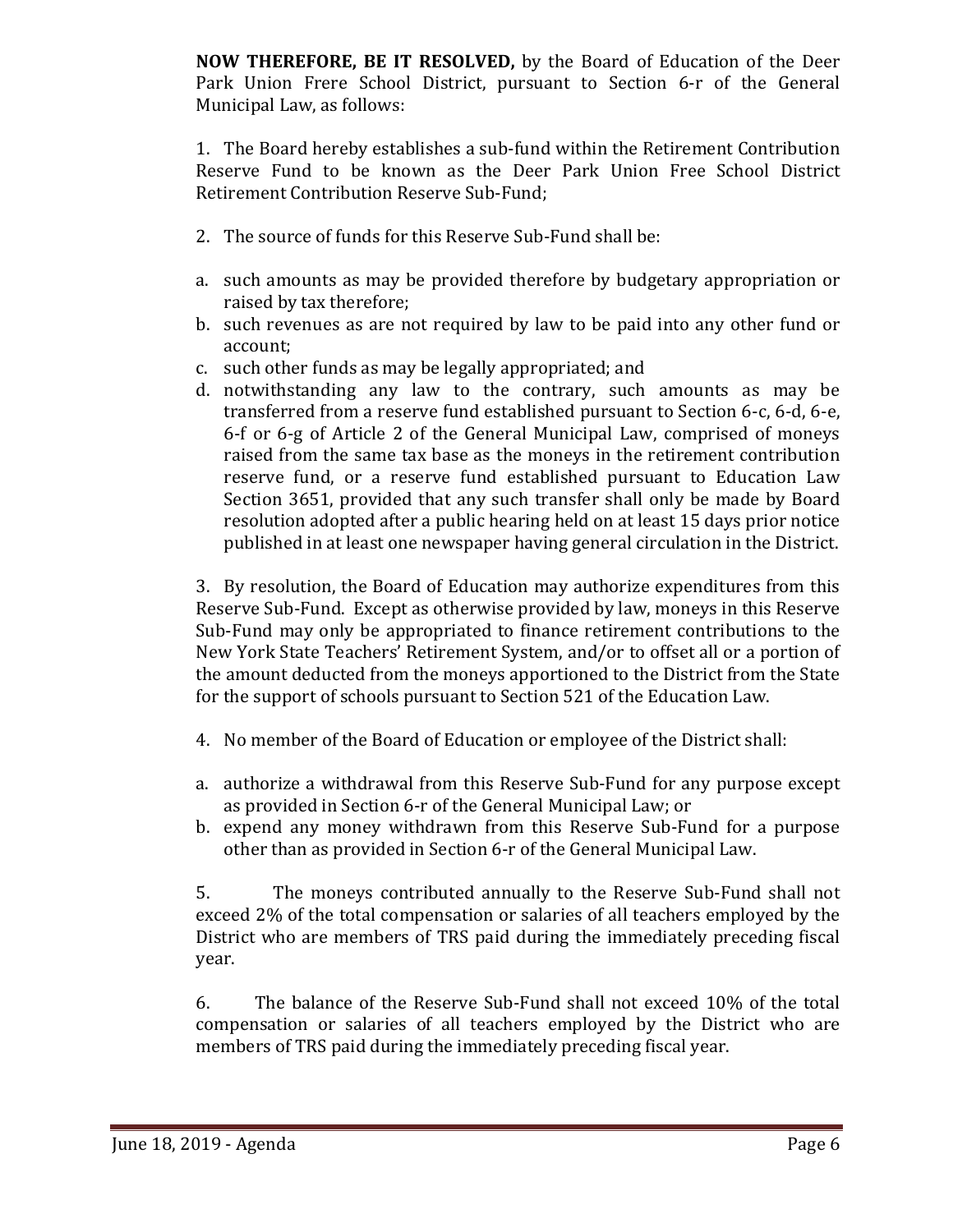**NOW THEREFORE, BE IT RESOLVED,** by the Board of Education of the Deer Park Union Frere School District, pursuant to Section 6-r of the General Municipal Law, as follows:

1. The Board hereby establishes a sub-fund within the Retirement Contribution Reserve Fund to be known as the Deer Park Union Free School District Retirement Contribution Reserve Sub-Fund;

2. The source of funds for this Reserve Sub-Fund shall be:

a. such amounts as may be provided therefore by budgetary appropriation or raised by tax therefore;
b. such revenues as are not required by law to be paid into any other fund or account;
c. such other funds as may be legally appropriated; and
d. notwithstanding any law to the contrary, such amounts as may be transferred from a reserve fund established pursuant to Section 6-c, 6-d, 6-e, 6-f or 6-g of Article 2 of the General Municipal Law, comprised of moneys raised from the same tax base as the moneys in the retirement contribution reserve fund, or a reserve fund established pursuant to Education Law Section 3651, provided that any such transfer shall only be made by Board resolution adopted after a public hearing held on at least 15 days prior notice published in at least one newspaper having general circulation in the District.

3. By resolution, the Board of Education may authorize expenditures from this Reserve Sub-Fund. Except as otherwise provided by law, moneys in this Reserve Sub-Fund may only be appropriated to finance retirement contributions to the New York State Teachers' Retirement System, and/or to offset all or a portion of the amount deducted from the moneys apportioned to the District from the State for the support of schools pursuant to Section 521 of the Education Law.

4. No member of the Board of Education or employee of the District shall:

a. authorize a withdrawal from this Reserve Sub-Fund for any purpose except as provided in Section 6-r of the General Municipal Law; or
b. expend any money withdrawn from this Reserve Sub-Fund for a purpose other than as provided in Section 6-r of the General Municipal Law.

5. The moneys contributed annually to the Reserve Sub-Fund shall not exceed 2% of the total compensation or salaries of all teachers employed by the District who are members of TRS paid during the immediately preceding fiscal year.

6. The balance of the Reserve Sub-Fund shall not exceed 10% of the total compensation or salaries of all teachers employed by the District who are members of TRS paid during the immediately preceding fiscal year.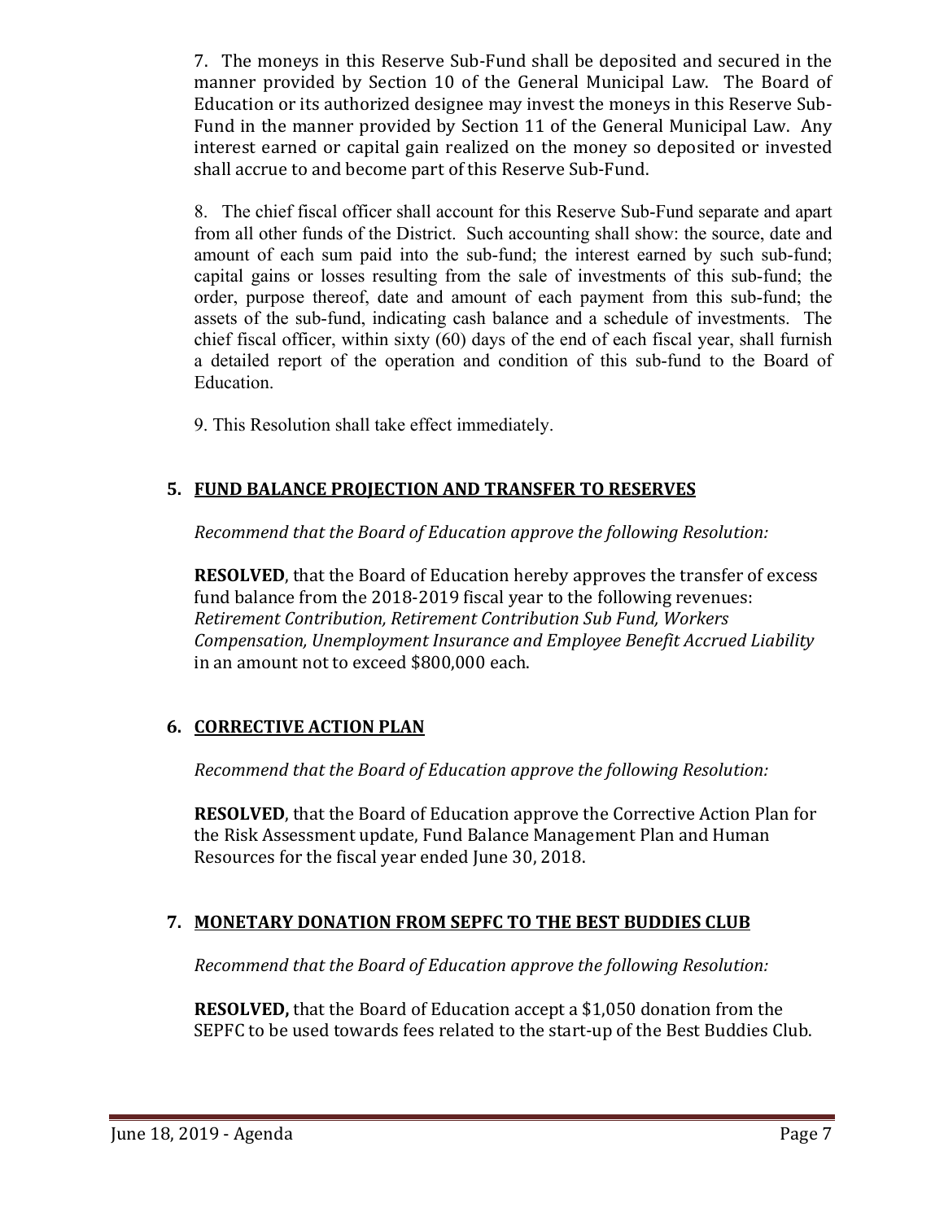7. The moneys in this Reserve Sub-Fund shall be deposited and secured in the manner provided by Section 10 of the General Municipal Law. The Board of Education or its authorized designee may invest the moneys in this Reserve Sub-Fund in the manner provided by Section 11 of the General Municipal Law. Any interest earned or capital gain realized on the money so deposited or invested shall accrue to and become part of this Reserve Sub-Fund.

8. The chief fiscal officer shall account for this Reserve Sub-Fund separate and apart from all other funds of the District. Such accounting shall show: the source, date and amount of each sum paid into the sub-fund; the interest earned by such sub-fund; capital gains or losses resulting from the sale of investments of this sub-fund; the order, purpose thereof, date and amount of each payment from this sub-fund; the assets of the sub-fund, indicating cash balance and a schedule of investments. The chief fiscal officer, within sixty (60) days of the end of each fiscal year, shall furnish a detailed report of the operation and condition of this sub-fund to the Board of Education.

9. This Resolution shall take effect immediately.

## 5. FUND BALANCE PROJECTION AND TRANSFER TO RESERVES

*Recommend that the Board of Education approve the following Resolution:*

**RESOLVED**, that the Board of Education hereby approves the transfer of excess fund balance from the 2018-2019 fiscal year to the following revenues: *Retirement Contribution, Retirement Contribution Sub Fund, Workers Compensation, Unemployment Insurance and Employee Benefit Accrued Liability* in an amount not to exceed $800,000 each.

## 6. CORRECTIVE ACTION PLAN

*Recommend that the Board of Education approve the following Resolution:*

**RESOLVED**, that the Board of Education approve the Corrective Action Plan for the Risk Assessment update, Fund Balance Management Plan and Human Resources for the fiscal year ended June 30, 2018.

## 7. MONETARY DONATION FROM SEPFC TO THE BEST BUDDIES CLUB

*Recommend that the Board of Education approve the following Resolution:*

**RESOLVED,** that the Board of Education accept a $1,050 donation from the SEPFC to be used towards fees related to the start-up of the Best Buddies Club.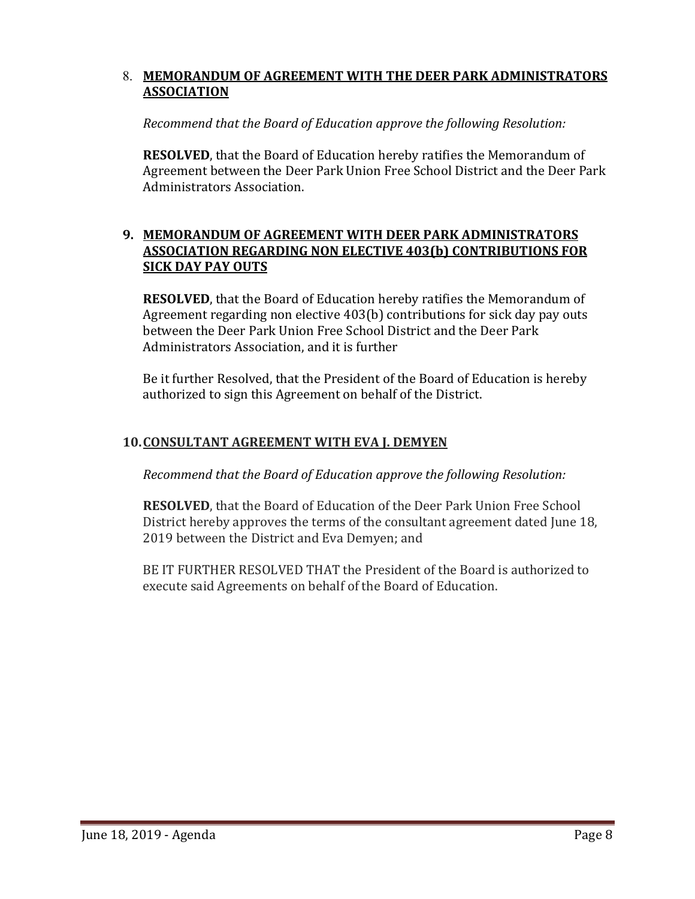## 8. MEMORANDUM OF AGREEMENT WITH THE DEER PARK ADMINISTRATORS ASSOCIATION

*Recommend that the Board of Education approve the following Resolution:*

**RESOLVED**, that the Board of Education hereby ratifies the Memorandum of Agreement between the Deer Park Union Free School District and the Deer Park Administrators Association.

## 9. MEMORANDUM OF AGREEMENT WITH DEER PARK ADMINISTRATORS ASSOCIATION REGARDING NON ELECTIVE 403(b) CONTRIBUTIONS FOR SICK DAY PAY OUTS

**RESOLVED**, that the Board of Education hereby ratifies the Memorandum of Agreement regarding non elective 403(b) contributions for sick day pay outs between the Deer Park Union Free School District and the Deer Park Administrators Association, and it is further

Be it further Resolved, that the President of the Board of Education is hereby authorized to sign this Agreement on behalf of the District.

## 10. CONSULTANT AGREEMENT WITH EVA J. DEMYEN

*Recommend that the Board of Education approve the following Resolution:*

**RESOLVED**, that the Board of Education of the Deer Park Union Free School District hereby approves the terms of the consultant agreement dated June 18, 2019 between the District and Eva Demyen; and

BE IT FURTHER RESOLVED THAT the President of the Board is authorized to execute said Agreements on behalf of the Board of Education.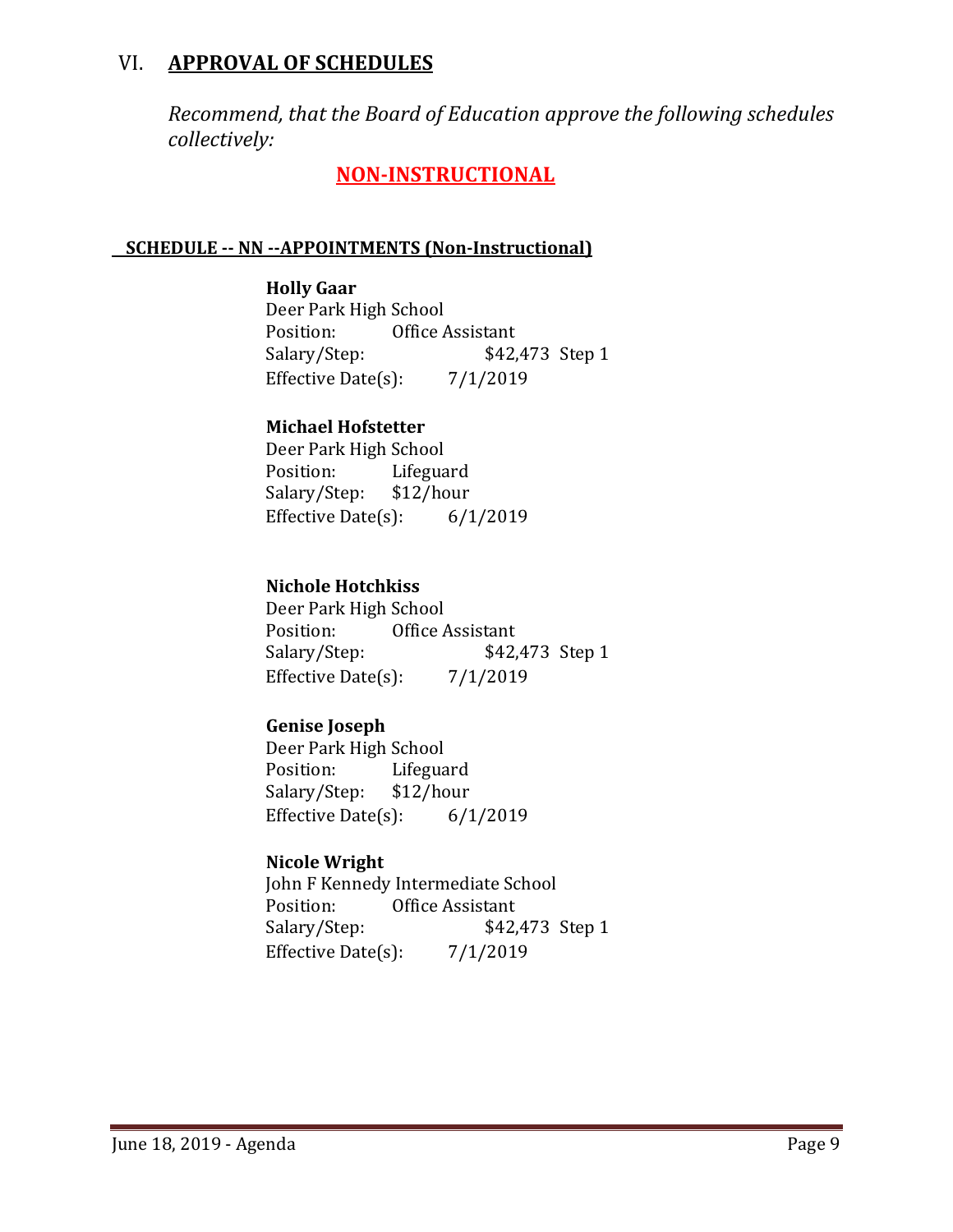## VI. **APPROVAL OF SCHEDULES**

*Recommend, that the Board of Education approve the following schedules collectively:*

### **NON-INSTRUCTIONAL**

**SCHEDULE -- NN --APPOINTMENTS (Non-Instructional)**

**Holly Gaar**
Deer Park High School
Position: Office Assistant
Salary/Step: $42,473 Step 1
Effective Date(s): 7/1/2019

**Michael Hofstetter**
Deer Park High School
Position: Lifeguard
Salary/Step: $12/hour
Effective Date(s): 6/1/2019

**Nichole Hotchkiss**
Deer Park High School
Position: Office Assistant
Salary/Step: $42,473 Step 1
Effective Date(s): 7/1/2019

**Genise Joseph**
Deer Park High School
Position: Lifeguard
Salary/Step: $12/hour
Effective Date(s): 6/1/2019

**Nicole Wright**
John F Kennedy Intermediate School
Position: Office Assistant
Salary/Step: $42,473 Step 1
Effective Date(s): 7/1/2019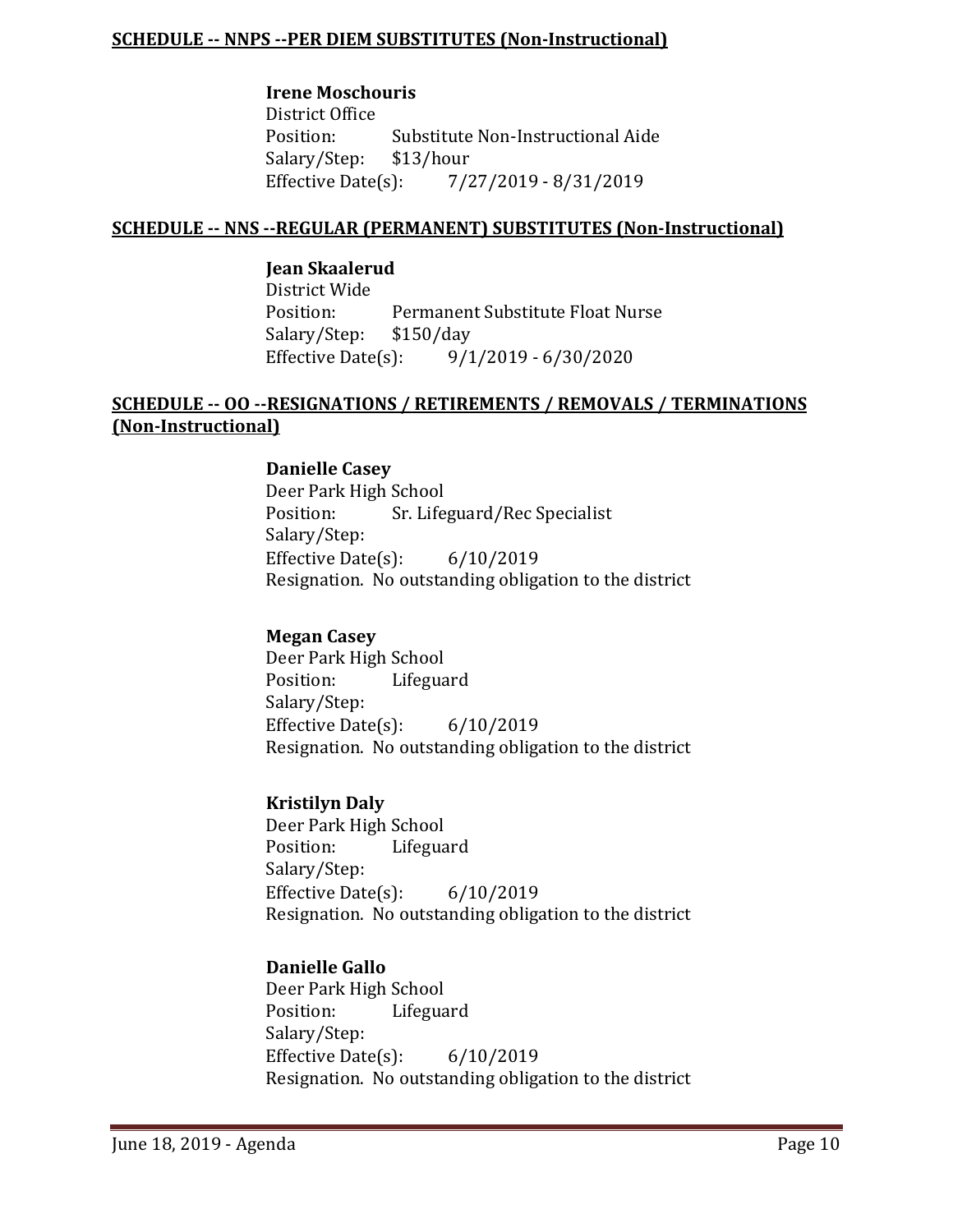**SCHEDULE -- NNPS --PER DIEM SUBSTITUTES (Non-Instructional)**

**Irene Moschouris**
District Office
Position: Substitute Non-Instructional Aide
Salary/Step: $13/hour
Effective Date(s): 7/27/2019 - 8/31/2019

**SCHEDULE -- NNS --REGULAR (PERMANENT) SUBSTITUTES (Non-Instructional)**

**Jean Skaalerud**
District Wide
Position: Permanent Substitute Float Nurse
Salary/Step: $150/day
Effective Date(s): 9/1/2019 - 6/30/2020

**SCHEDULE -- OO --RESIGNATIONS / RETIREMENTS / REMOVALS / TERMINATIONS (Non-Instructional)**

**Danielle Casey**
Deer Park High School
Position: Sr. Lifeguard/Rec Specialist
Salary/Step:
Effective Date(s): 6/10/2019
Resignation. No outstanding obligation to the district

**Megan Casey**
Deer Park High School
Position: Lifeguard
Salary/Step:
Effective Date(s): 6/10/2019
Resignation. No outstanding obligation to the district

**Kristilyn Daly**
Deer Park High School
Position: Lifeguard
Salary/Step:
Effective Date(s): 6/10/2019
Resignation. No outstanding obligation to the district

**Danielle Gallo**
Deer Park High School
Position: Lifeguard
Salary/Step:
Effective Date(s): 6/10/2019
Resignation. No outstanding obligation to the district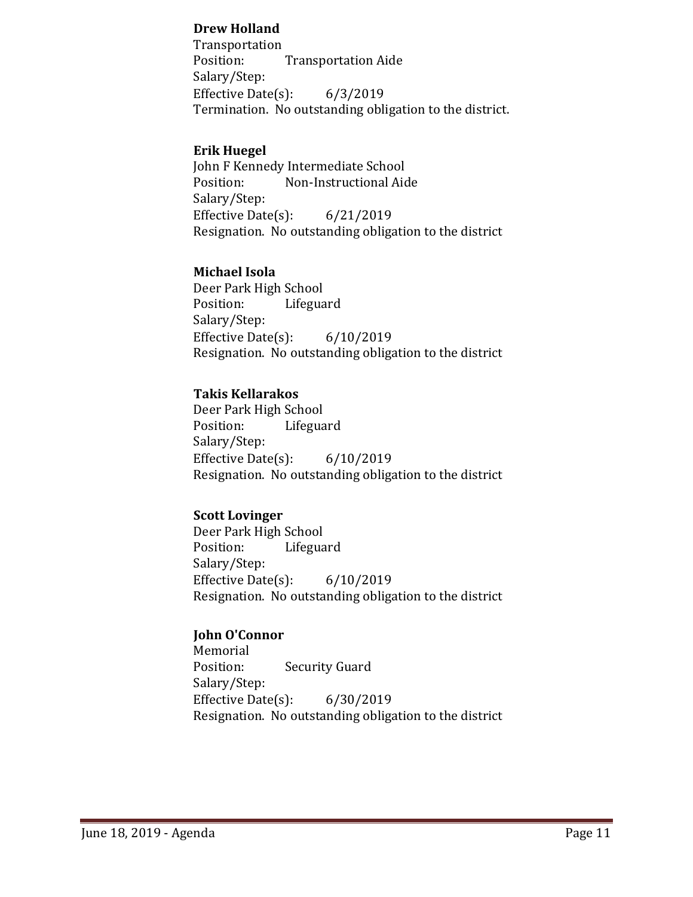**Drew Holland**
Transportation
Position: Transportation Aide
Salary/Step:
Effective Date(s): 6/3/2019
Termination. No outstanding obligation to the district.

**Erik Huegel**
John F Kennedy Intermediate School
Position: Non-Instructional Aide
Salary/Step:
Effective Date(s): 6/21/2019
Resignation. No outstanding obligation to the district

**Michael Isola**
Deer Park High School
Position: Lifeguard
Salary/Step:
Effective Date(s): 6/10/2019
Resignation. No outstanding obligation to the district

**Takis Kellarakos**
Deer Park High School
Position: Lifeguard
Salary/Step:
Effective Date(s): 6/10/2019
Resignation. No outstanding obligation to the district

**Scott Lovinger**
Deer Park High School
Position: Lifeguard
Salary/Step:
Effective Date(s): 6/10/2019
Resignation. No outstanding obligation to the district

**John O'Connor**
Memorial
Position: Security Guard
Salary/Step:
Effective Date(s): 6/30/2019
Resignation. No outstanding obligation to the district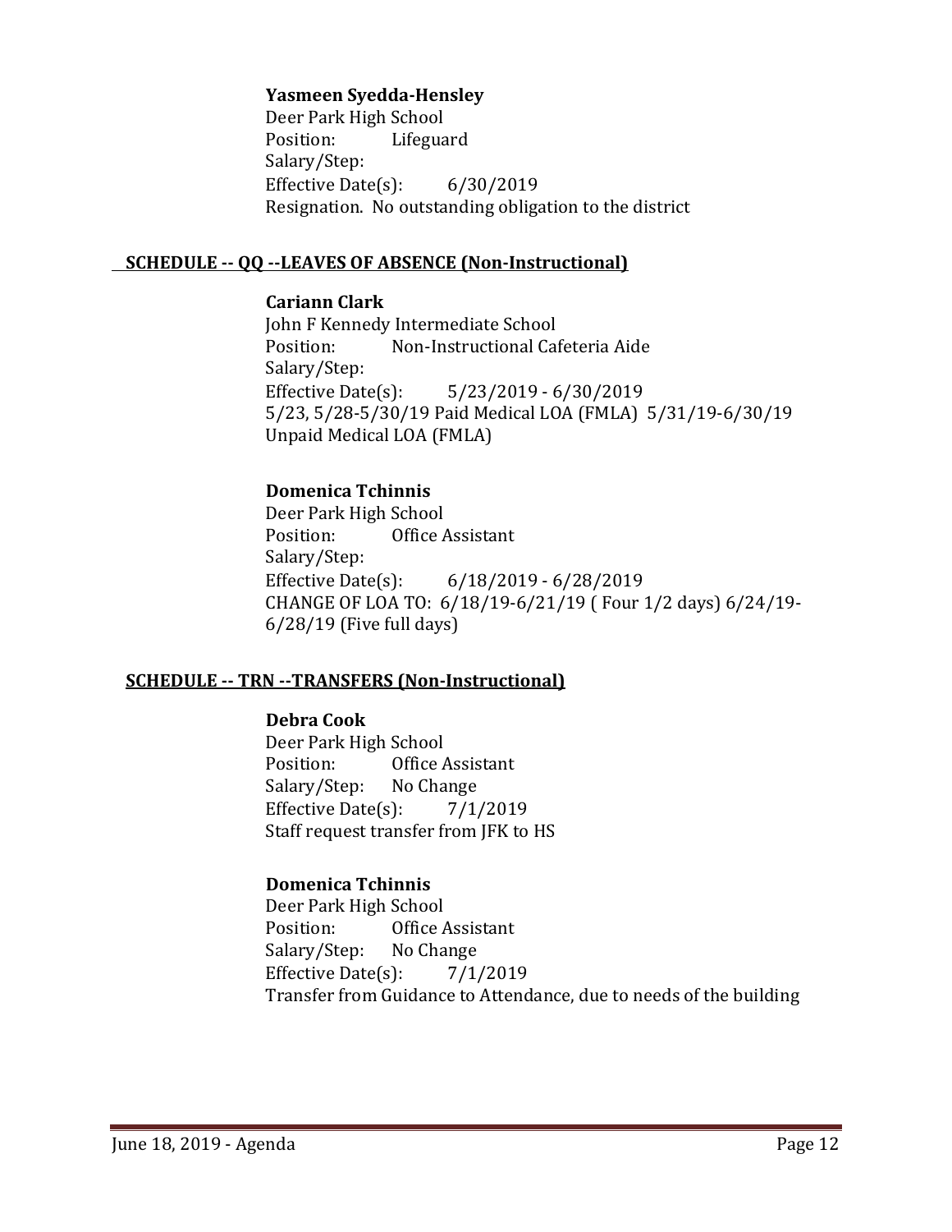**Yasmeen Syedda-Hensley**
Deer Park High School
Position: Lifeguard
Salary/Step:
Effective Date(s): 6/30/2019
Resignation. No outstanding obligation to the district

## SCHEDULE -- QQ --LEAVES OF ABSENCE (Non-Instructional)

**Cariann Clark**
John F Kennedy Intermediate School
Position: Non-Instructional Cafeteria Aide
Salary/Step:
Effective Date(s): 5/23/2019 - 6/30/2019
5/23, 5/28-5/30/19 Paid Medical LOA (FMLA) 5/31/19-6/30/19 Unpaid Medical LOA (FMLA)

**Domenica Tchinnis**
Deer Park High School
Position: Office Assistant
Salary/Step:
Effective Date(s): 6/18/2019 - 6/28/2019
CHANGE OF LOA TO: 6/18/19-6/21/19 ( Four 1/2 days) 6/24/19-6/28/19 (Five full days)

## SCHEDULE -- TRN --TRANSFERS (Non-Instructional)

**Debra Cook**
Deer Park High School
Position: Office Assistant
Salary/Step: No Change
Effective Date(s): 7/1/2019
Staff request transfer from JFK to HS

**Domenica Tchinnis**
Deer Park High School
Position: Office Assistant
Salary/Step: No Change
Effective Date(s): 7/1/2019
Transfer from Guidance to Attendance, due to needs of the building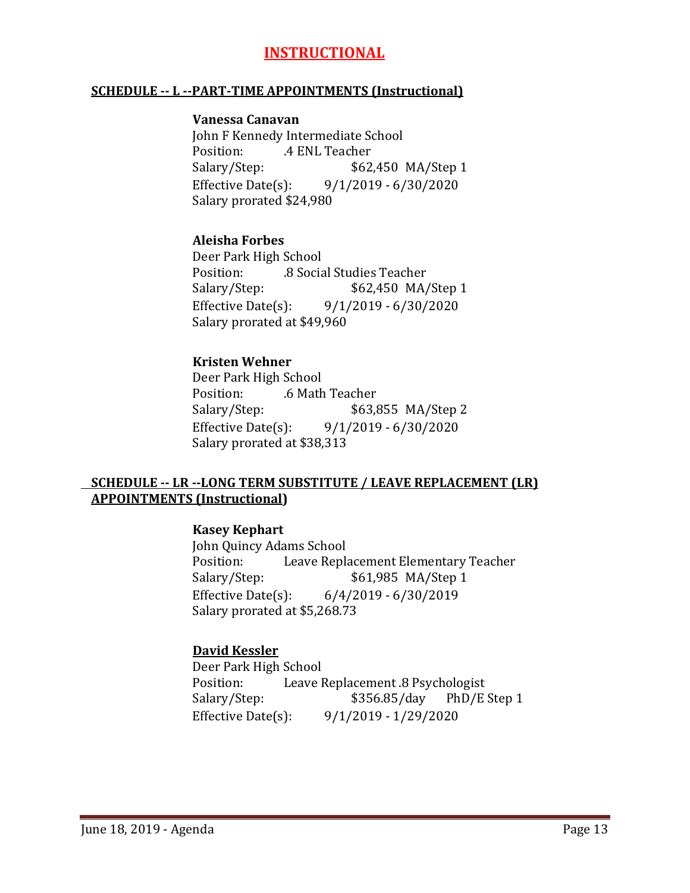# INSTRUCTIONAL

## SCHEDULE -- L --PART-TIME APPOINTMENTS (Instructional)

**Vanessa Canavan**
John F Kennedy Intermediate School
Position: .4 ENL Teacher
Salary/Step: $62,450 MA/Step 1
Effective Date(s): 9/1/2019 - 6/30/2020
Salary prorated $24,980

**Aleisha Forbes**
Deer Park High School
Position: .8 Social Studies Teacher
Salary/Step: $62,450 MA/Step 1
Effective Date(s): 9/1/2019 - 6/30/2020
Salary prorated at $49,960

**Kristen Wehner**
Deer Park High School
Position: .6 Math Teacher
Salary/Step: $63,855 MA/Step 2
Effective Date(s): 9/1/2019 - 6/30/2020
Salary prorated at $38,313

## SCHEDULE -- LR --LONG TERM SUBSTITUTE / LEAVE REPLACEMENT (LR) APPOINTMENTS (Instructional)

**Kasey Kephart**
John Quincy Adams School
Position: Leave Replacement Elementary Teacher
Salary/Step: $61,985 MA/Step 1
Effective Date(s): 6/4/2019 - 6/30/2019
Salary prorated at $5,268.73

**David Kessler**
Deer Park High School
Position: Leave Replacement .8 Psychologist
Salary/Step: $356.85/day PhD/E Step 1
Effective Date(s): 9/1/2019 - 1/29/2020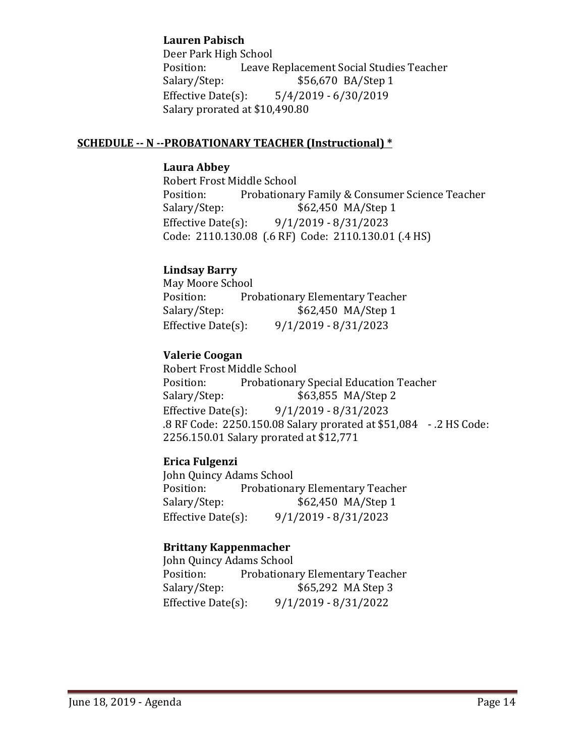**Lauren Pabisch**
Deer Park High School
Position: Leave Replacement Social Studies Teacher
Salary/Step: $56,670 BA/Step 1
Effective Date(s): 5/4/2019 - 6/30/2019
Salary prorated at $10,490.80

## SCHEDULE -- N --PROBATIONARY TEACHER (Instructional) *

**Laura Abbey**
Robert Frost Middle School
Position: Probationary Family & Consumer Science Teacher
Salary/Step: $62,450 MA/Step 1
Effective Date(s): 9/1/2019 - 8/31/2023
Code: 2110.130.08 (.6 RF) Code: 2110.130.01 (.4 HS)

**Lindsay Barry**
May Moore School
Position: Probationary Elementary Teacher
Salary/Step: $62,450 MA/Step 1
Effective Date(s): 9/1/2019 - 8/31/2023

**Valerie Coogan**
Robert Frost Middle School
Position: Probationary Special Education Teacher
Salary/Step: $63,855 MA/Step 2
Effective Date(s): 9/1/2019 - 8/31/2023
.8 RF Code: 2250.150.08 Salary prorated at $51,084 - .2 HS Code: 2256.150.01 Salary prorated at $12,771

**Erica Fulgenzi**
John Quincy Adams School
Position: Probationary Elementary Teacher
Salary/Step: $62,450 MA/Step 1
Effective Date(s): 9/1/2019 - 8/31/2023

**Brittany Kappenmacher**
John Quincy Adams School
Position: Probationary Elementary Teacher
Salary/Step: $65,292 MA Step 3
Effective Date(s): 9/1/2019 - 8/31/2022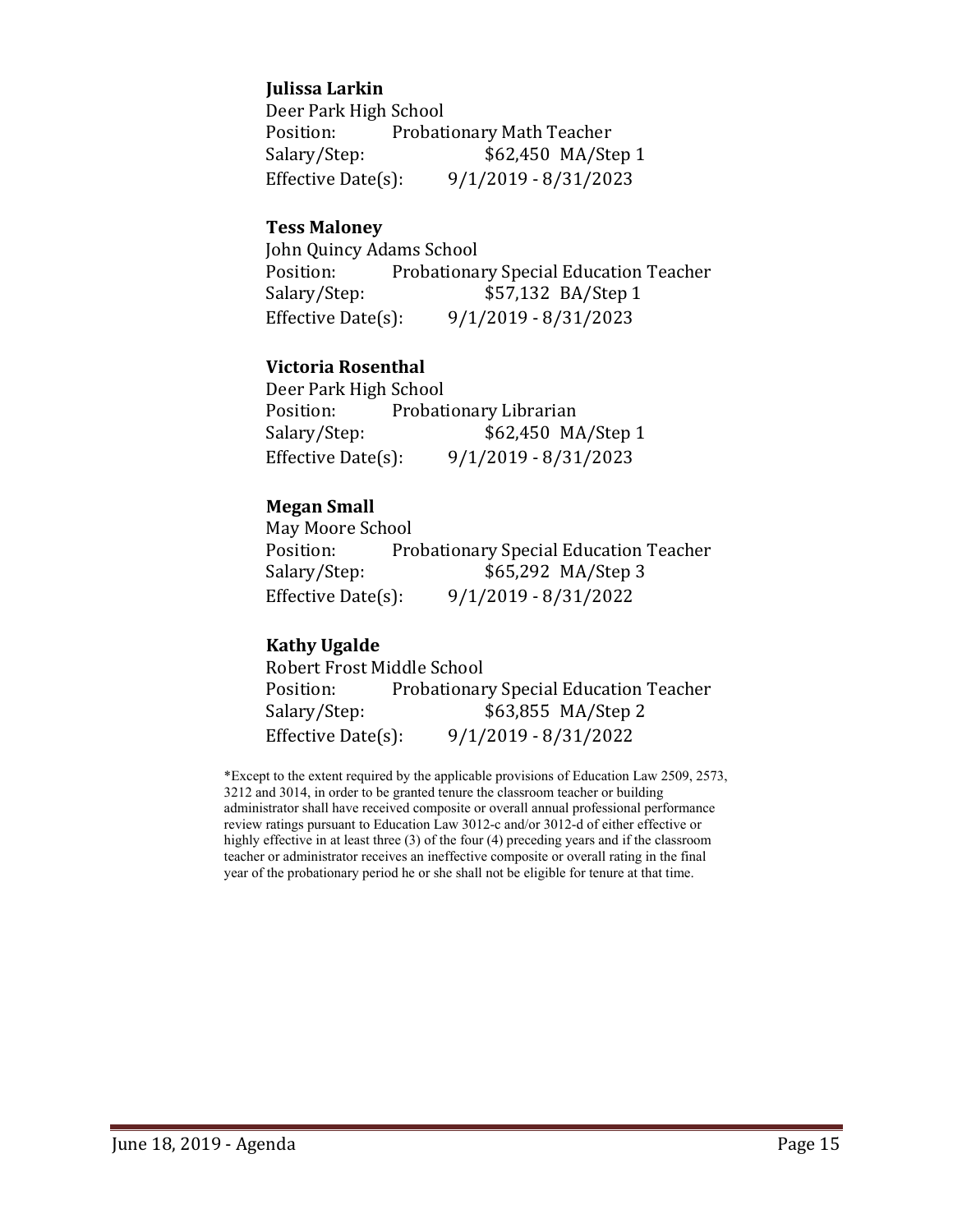**Julissa Larkin**
Deer Park High School
Position: Probationary Math Teacher
Salary/Step: $62,450 MA/Step 1
Effective Date(s): 9/1/2019 - 8/31/2023

**Tess Maloney**
John Quincy Adams School
Position: Probationary Special Education Teacher
Salary/Step: $57,132 BA/Step 1
Effective Date(s): 9/1/2019 - 8/31/2023

**Victoria Rosenthal**
Deer Park High School
Position: Probationary Librarian
Salary/Step: $62,450 MA/Step 1
Effective Date(s): 9/1/2019 - 8/31/2023

**Megan Small**
May Moore School
Position: Probationary Special Education Teacher
Salary/Step: $65,292 MA/Step 3
Effective Date(s): 9/1/2019 - 8/31/2022

**Kathy Ugalde**
Robert Frost Middle School
Position: Probationary Special Education Teacher
Salary/Step: $63,855 MA/Step 2
Effective Date(s): 9/1/2019 - 8/31/2022

*Except to the extent required by the applicable provisions of Education Law 2509, 2573, 3212 and 3014, in order to be granted tenure the classroom teacher or building administrator shall have received composite or overall annual professional performance review ratings pursuant to Education Law 3012-c and/or 3012-d of either effective or highly effective in at least three (3) of the four (4) preceding years and if the classroom teacher or administrator receives an ineffective composite or overall rating in the final year of the probationary period he or she shall not be eligible for tenure at that time.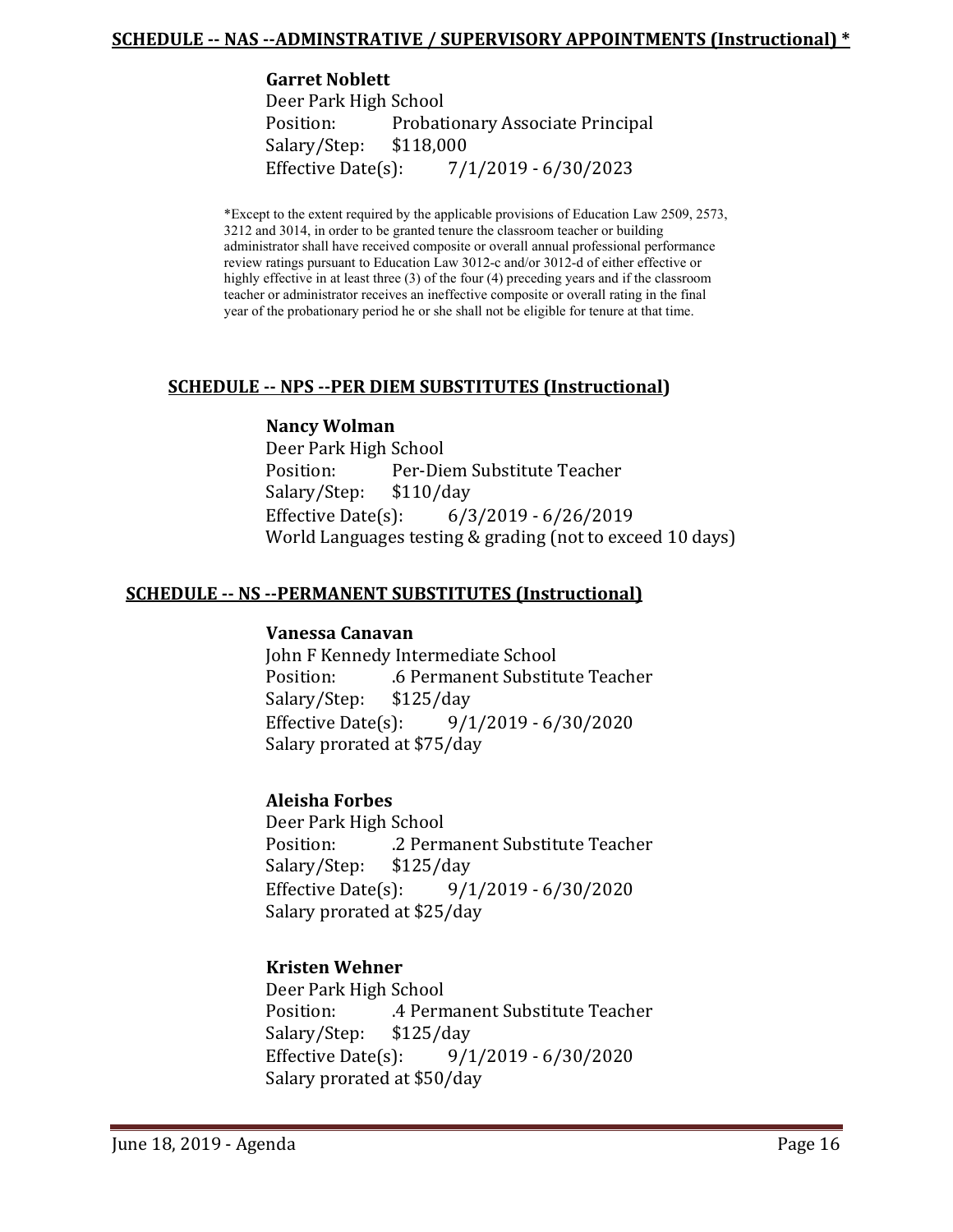## SCHEDULE -- NAS --ADMINSTRATIVE / SUPERVISORY APPOINTMENTS (Instructional) *

**Garret Noblett**
Deer Park High School
Position: Probationary Associate Principal
Salary/Step: $118,000
Effective Date(s): 7/1/2019 - 6/30/2023

*Except to the extent required by the applicable provisions of Education Law 2509, 2573, 3212 and 3014, in order to be granted tenure the classroom teacher or building administrator shall have received composite or overall annual professional performance review ratings pursuant to Education Law 3012-c and/or 3012-d of either effective or highly effective in at least three (3) of the four (4) preceding years and if the classroom teacher or administrator receives an ineffective composite or overall rating in the final year of the probationary period he or she shall not be eligible for tenure at that time.

## SCHEDULE -- NPS --PER DIEM SUBSTITUTES (Instructional)

**Nancy Wolman**
Deer Park High School
Position: Per-Diem Substitute Teacher
Salary/Step: $110/day
Effective Date(s): 6/3/2019 - 6/26/2019
World Languages testing & grading (not to exceed 10 days)

## SCHEDULE -- NS --PERMANENT SUBSTITUTES (Instructional)

**Vanessa Canavan**
John F Kennedy Intermediate School
Position: .6 Permanent Substitute Teacher
Salary/Step: $125/day
Effective Date(s): 9/1/2019 - 6/30/2020
Salary prorated at $75/day

**Aleisha Forbes**
Deer Park High School
Position: .2 Permanent Substitute Teacher
Salary/Step: $125/day
Effective Date(s): 9/1/2019 - 6/30/2020
Salary prorated at $25/day

**Kristen Wehner**
Deer Park High School
Position: .4 Permanent Substitute Teacher
Salary/Step: $125/day
Effective Date(s): 9/1/2019 - 6/30/2020
Salary prorated at $50/day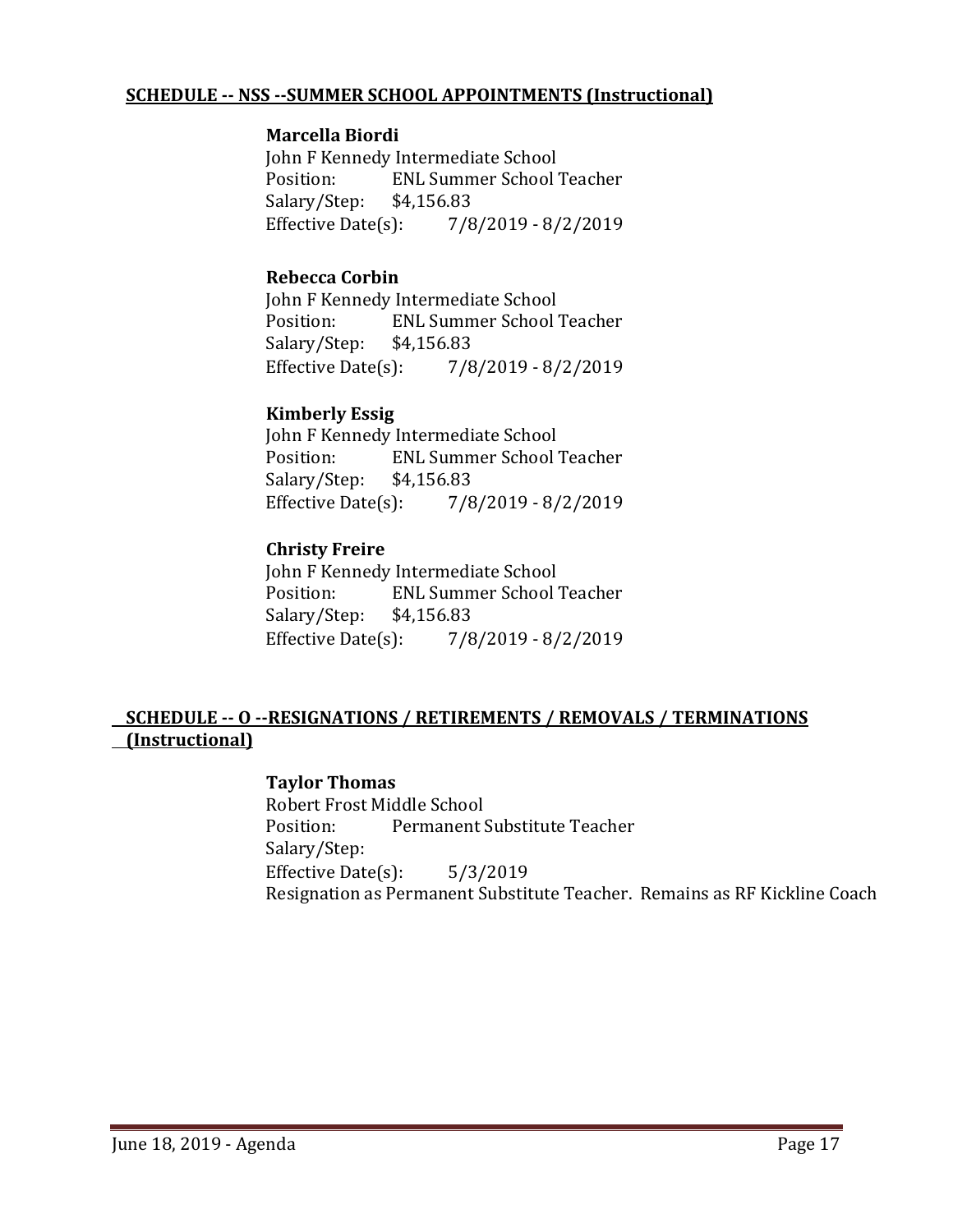**SCHEDULE -- NSS --SUMMER SCHOOL APPOINTMENTS (Instructional)**

**Marcella Biordi**
John F Kennedy Intermediate School
Position: ENL Summer School Teacher
Salary/Step: $4,156.83
Effective Date(s): 7/8/2019 - 8/2/2019

**Rebecca Corbin**
John F Kennedy Intermediate School
Position: ENL Summer School Teacher
Salary/Step: $4,156.83
Effective Date(s): 7/8/2019 - 8/2/2019

**Kimberly Essig**
John F Kennedy Intermediate School
Position: ENL Summer School Teacher
Salary/Step: $4,156.83
Effective Date(s): 7/8/2019 - 8/2/2019

**Christy Freire**
John F Kennedy Intermediate School
Position: ENL Summer School Teacher
Salary/Step: $4,156.83
Effective Date(s): 7/8/2019 - 8/2/2019

**SCHEDULE -- O --RESIGNATIONS / RETIREMENTS / REMOVALS / TERMINATIONS (Instructional)**

**Taylor Thomas**
Robert Frost Middle School
Position: Permanent Substitute Teacher
Salary/Step:
Effective Date(s): 5/3/2019
Resignation as Permanent Substitute Teacher. Remains as RF Kickline Coach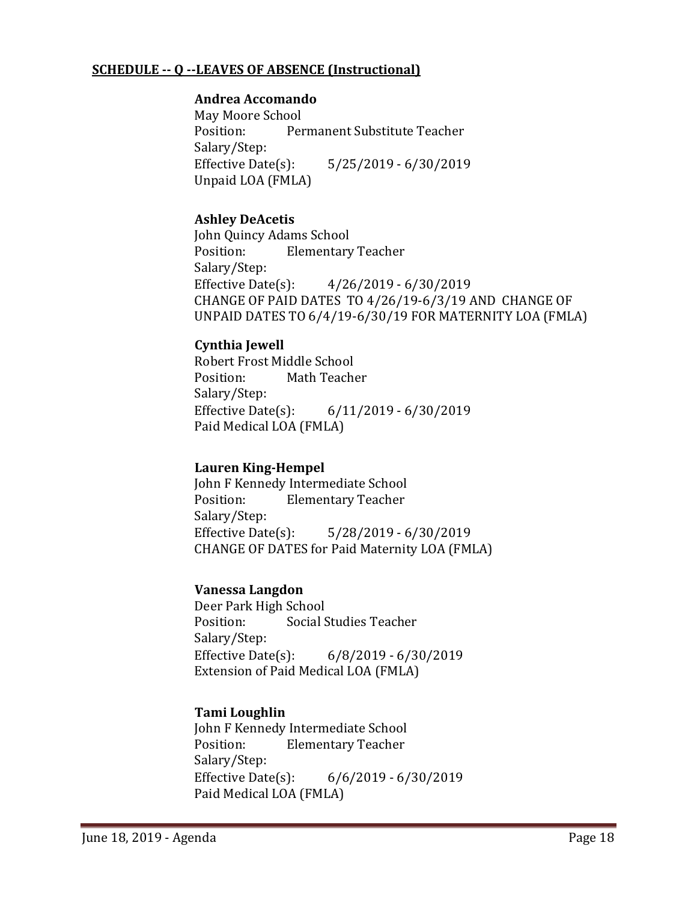**SCHEDULE -- Q --LEAVES OF ABSENCE (Instructional)**

**Andrea Accomando**
May Moore School
Position: Permanent Substitute Teacher
Salary/Step:
Effective Date(s): 5/25/2019 - 6/30/2019
Unpaid LOA (FMLA)

**Ashley DeAcetis**
John Quincy Adams School
Position: Elementary Teacher
Salary/Step:
Effective Date(s): 4/26/2019 - 6/30/2019
CHANGE OF PAID DATES TO 4/26/19-6/3/19 AND CHANGE OF UNPAID DATES TO 6/4/19-6/30/19 FOR MATERNITY LOA (FMLA)

**Cynthia Jewell**
Robert Frost Middle School
Position: Math Teacher
Salary/Step:
Effective Date(s): 6/11/2019 - 6/30/2019
Paid Medical LOA (FMLA)

**Lauren King-Hempel**
John F Kennedy Intermediate School
Position: Elementary Teacher
Salary/Step:
Effective Date(s): 5/28/2019 - 6/30/2019
CHANGE OF DATES for Paid Maternity LOA (FMLA)

**Vanessa Langdon**
Deer Park High School
Position: Social Studies Teacher
Salary/Step:
Effective Date(s): 6/8/2019 - 6/30/2019
Extension of Paid Medical LOA (FMLA)

**Tami Loughlin**
John F Kennedy Intermediate School
Position: Elementary Teacher
Salary/Step:
Effective Date(s): 6/6/2019 - 6/30/2019
Paid Medical LOA (FMLA)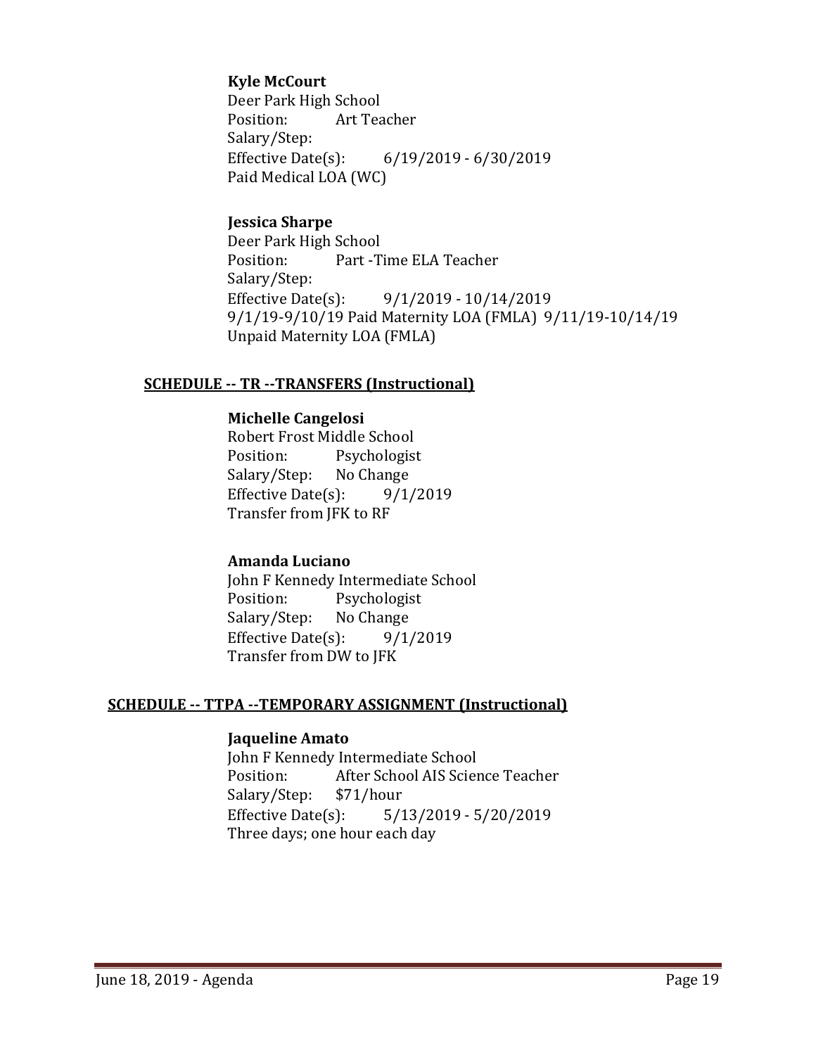**Kyle McCourt**
Deer Park High School
Position: Art Teacher
Salary/Step:
Effective Date(s): 6/19/2019 - 6/30/2019
Paid Medical LOA (WC)

**Jessica Sharpe**
Deer Park High School
Position: Part -Time ELA Teacher
Salary/Step:
Effective Date(s): 9/1/2019 - 10/14/2019
9/1/19-9/10/19 Paid Maternity LOA (FMLA) 9/11/19-10/14/19 Unpaid Maternity LOA (FMLA)

**SCHEDULE -- TR --TRANSFERS (Instructional)**

**Michelle Cangelosi**
Robert Frost Middle School
Position: Psychologist
Salary/Step: No Change
Effective Date(s): 9/1/2019
Transfer from JFK to RF

**Amanda Luciano**
John F Kennedy Intermediate School
Position: Psychologist
Salary/Step: No Change
Effective Date(s): 9/1/2019
Transfer from DW to JFK

**SCHEDULE -- TTPA --TEMPORARY ASSIGNMENT (Instructional)**

**Jaqueline Amato**
John F Kennedy Intermediate School
Position: After School AIS Science Teacher
Salary/Step: $71/hour
Effective Date(s): 5/13/2019 - 5/20/2019
Three days; one hour each day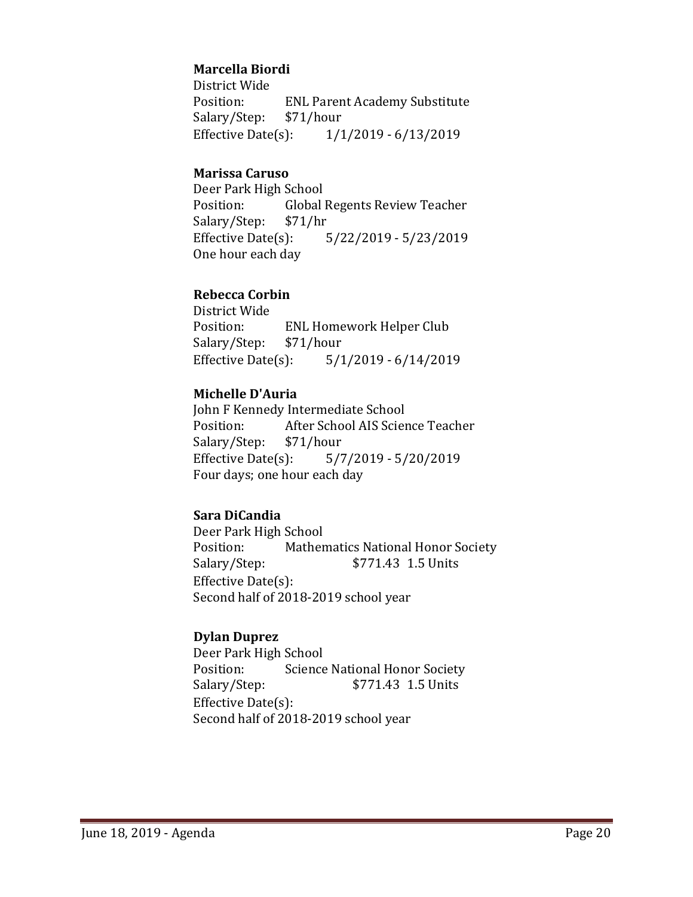**Marcella Biordi**
District Wide
Position: ENL Parent Academy Substitute
Salary/Step: $71/hour
Effective Date(s): 1/1/2019 - 6/13/2019

**Marissa Caruso**
Deer Park High School
Position: Global Regents Review Teacher
Salary/Step: $71/hr
Effective Date(s): 5/22/2019 - 5/23/2019
One hour each day

**Rebecca Corbin**
District Wide
Position: ENL Homework Helper Club
Salary/Step: $71/hour
Effective Date(s): 5/1/2019 - 6/14/2019

**Michelle D'Auria**
John F Kennedy Intermediate School
Position: After School AIS Science Teacher
Salary/Step: $71/hour
Effective Date(s): 5/7/2019 - 5/20/2019
Four days; one hour each day

**Sara DiCandia**
Deer Park High School
Position: Mathematics National Honor Society
Salary/Step: $771.43 1.5 Units
Effective Date(s):
Second half of 2018-2019 school year

**Dylan Duprez**
Deer Park High School
Position: Science National Honor Society
Salary/Step: $771.43 1.5 Units
Effective Date(s):
Second half of 2018-2019 school year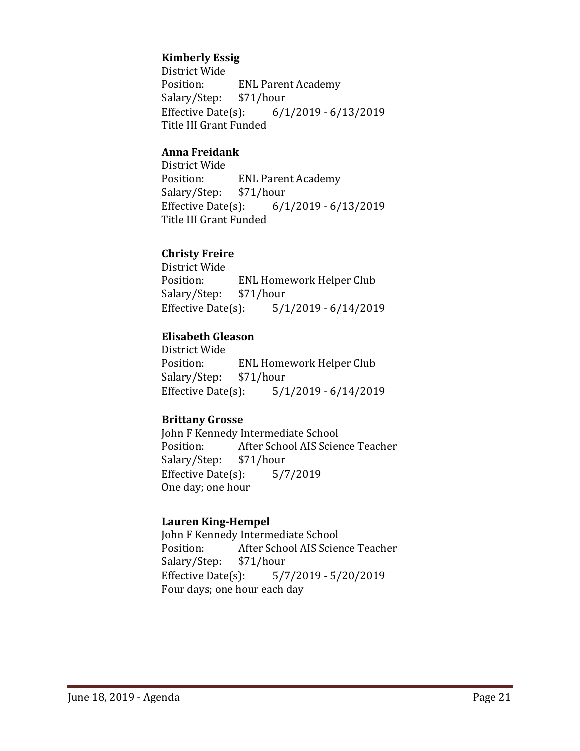**Kimberly Essig**
District Wide
Position: ENL Parent Academy
Salary/Step: $71/hour
Effective Date(s): 6/1/2019 - 6/13/2019
Title III Grant Funded

**Anna Freidank**
District Wide
Position: ENL Parent Academy
Salary/Step: $71/hour
Effective Date(s): 6/1/2019 - 6/13/2019
Title III Grant Funded

**Christy Freire**
District Wide
Position: ENL Homework Helper Club
Salary/Step: $71/hour
Effective Date(s): 5/1/2019 - 6/14/2019

**Elisabeth Gleason**
District Wide
Position: ENL Homework Helper Club
Salary/Step: $71/hour
Effective Date(s): 5/1/2019 - 6/14/2019

**Brittany Grosse**
John F Kennedy Intermediate School
Position: After School AIS Science Teacher
Salary/Step: $71/hour
Effective Date(s): 5/7/2019
One day; one hour

**Lauren King-Hempel**
John F Kennedy Intermediate School
Position: After School AIS Science Teacher
Salary/Step: $71/hour
Effective Date(s): 5/7/2019 - 5/20/2019
Four days; one hour each day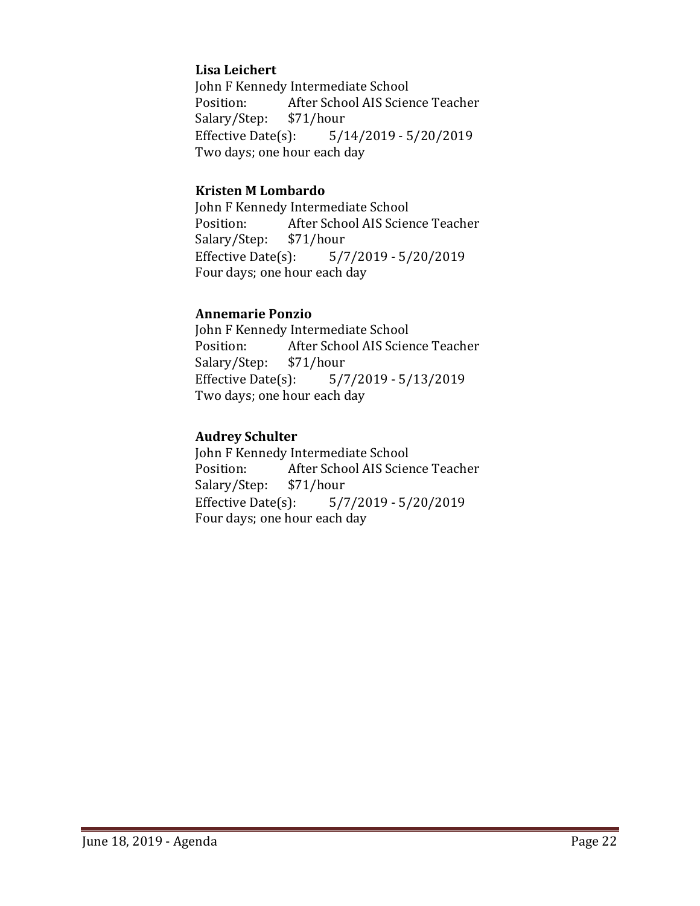**Lisa Leichert**
John F Kennedy Intermediate School
Position: After School AIS Science Teacher
Salary/Step: $71/hour
Effective Date(s): 5/14/2019 - 5/20/2019
Two days; one hour each day

**Kristen M Lombardo**
John F Kennedy Intermediate School
Position: After School AIS Science Teacher
Salary/Step: $71/hour
Effective Date(s): 5/7/2019 - 5/20/2019
Four days; one hour each day

**Annemarie Ponzio**
John F Kennedy Intermediate School
Position: After School AIS Science Teacher
Salary/Step: $71/hour
Effective Date(s): 5/7/2019 - 5/13/2019
Two days; one hour each day

**Audrey Schulter**
John F Kennedy Intermediate School
Position: After School AIS Science Teacher
Salary/Step: $71/hour
Effective Date(s): 5/7/2019 - 5/20/2019
Four days; one hour each day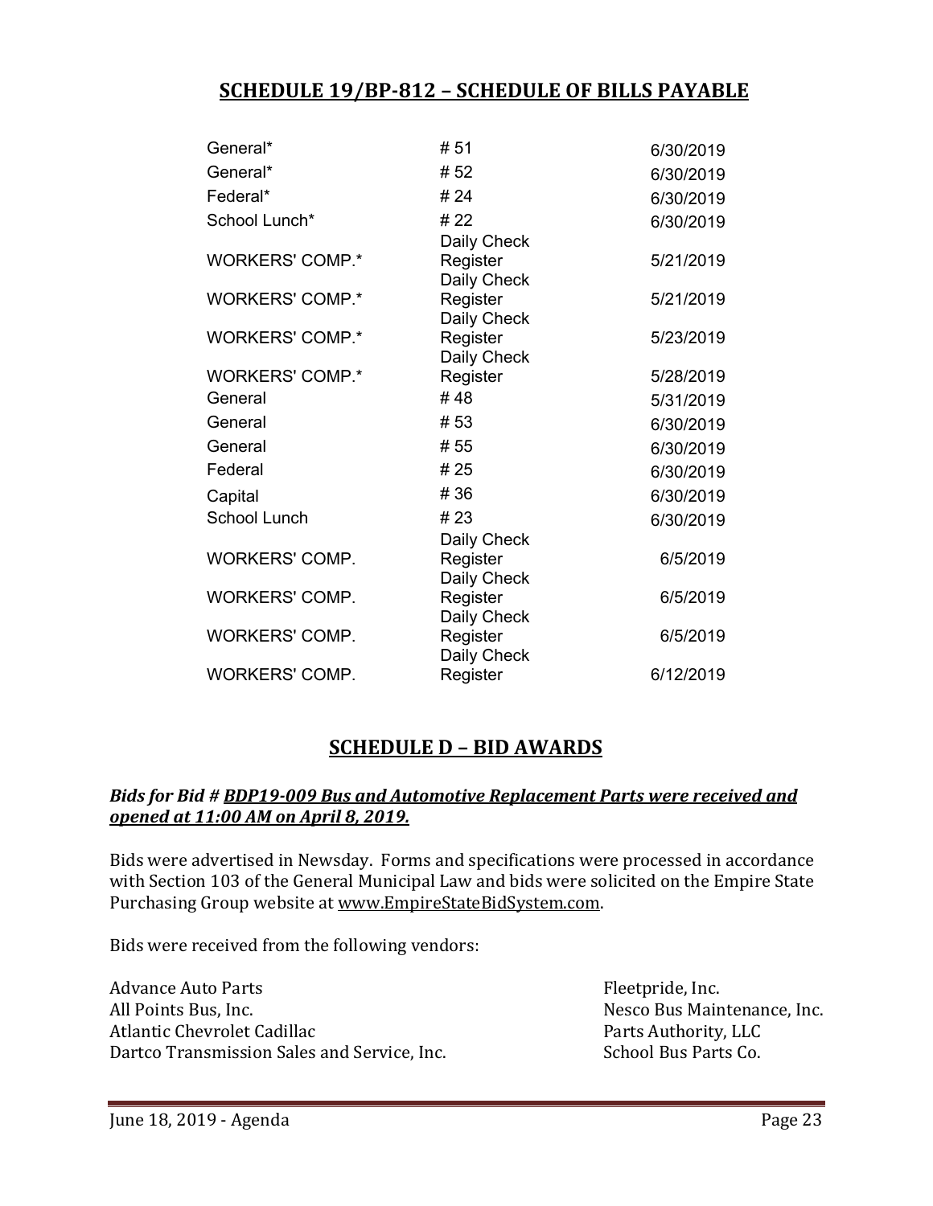## SCHEDULE 19/BP-812 – SCHEDULE OF BILLS PAYABLE

| | | |
|---|---|---|
| General* | # 51 | 6/30/2019 |
| General* | # 52 | 6/30/2019 |
| Federal* | # 24 | 6/30/2019 |
| School Lunch* | # 22 | 6/30/2019 |
| WORKERS' COMP.* | Daily Check Register | 5/21/2019 |
| WORKERS' COMP.* | Daily Check Register | 5/21/2019 |
| WORKERS' COMP.* | Daily Check Register | 5/23/2019 |
| WORKERS' COMP.* | Daily Check Register | 5/28/2019 |
| General | # 48 | 5/31/2019 |
| General | # 53 | 6/30/2019 |
| General | # 55 | 6/30/2019 |
| Federal | # 25 | 6/30/2019 |
| Capital | # 36 | 6/30/2019 |
| School Lunch | # 23 | 6/30/2019 |
| WORKERS' COMP. | Daily Check Register | 6/5/2019 |
| WORKERS' COMP. | Daily Check Register | 6/5/2019 |
| WORKERS' COMP. | Daily Check Register | 6/5/2019 |
| WORKERS' COMP. | Daily Check Register | 6/12/2019 |

## SCHEDULE D – BID AWARDS

***Bids for Bid # BDP19-009 Bus and Automotive Replacement Parts were received and opened at 11:00 AM on April 8, 2019.***

Bids were advertised in Newsday. Forms and specifications were processed in accordance with Section 103 of the General Municipal Law and bids were solicited on the Empire State Purchasing Group website at www.EmpireStateBidSystem.com.

Bids were received from the following vendors:

Advance Auto Parts
All Points Bus, Inc.
Atlantic Chevrolet Cadillac
Dartco Transmission Sales and Service, Inc.
Fleetpride, Inc.
Nesco Bus Maintenance, Inc.
Parts Authority, LLC
School Bus Parts Co.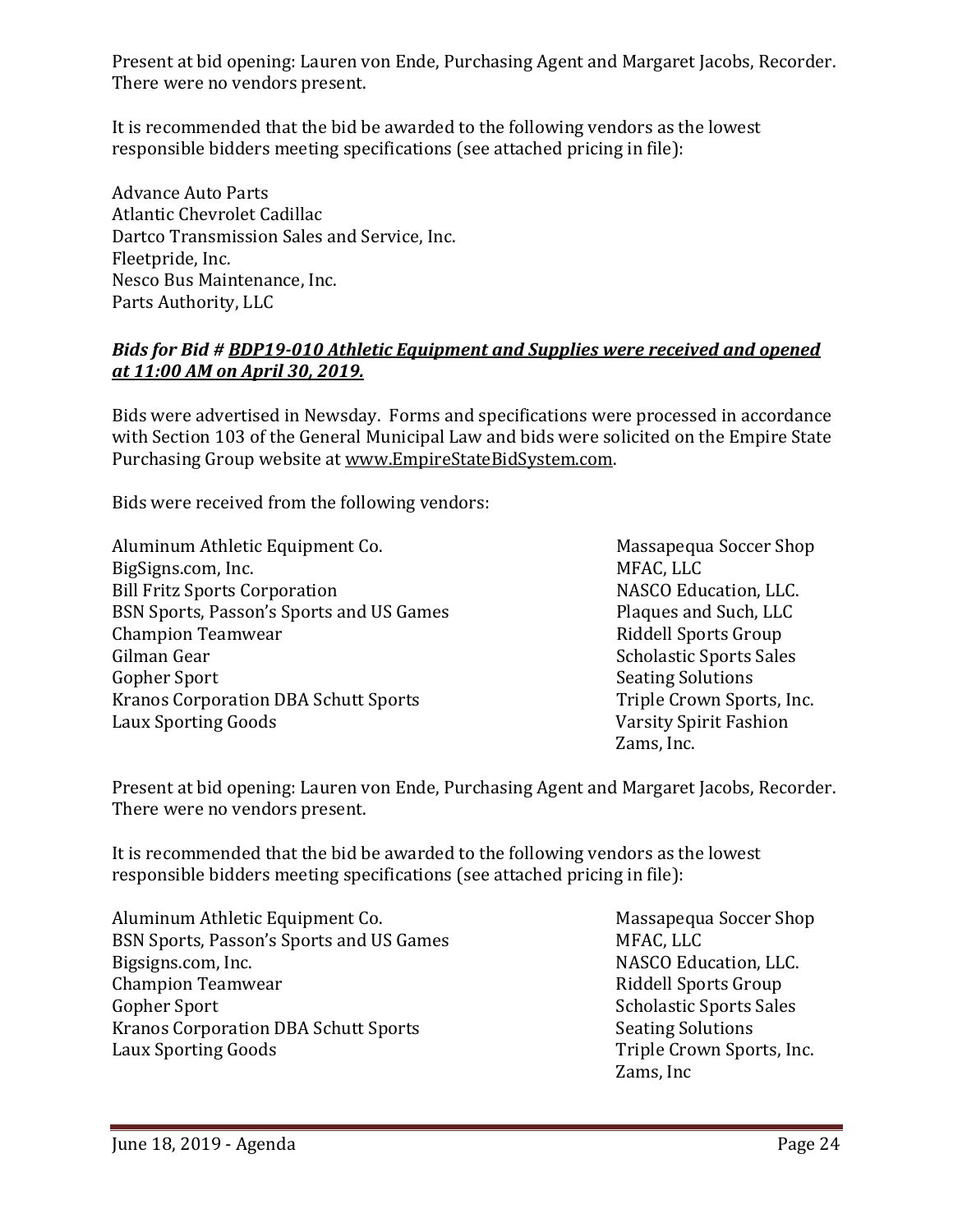Present at bid opening: Lauren von Ende, Purchasing Agent and Margaret Jacobs, Recorder. There were no vendors present.

It is recommended that the bid be awarded to the following vendors as the lowest responsible bidders meeting specifications (see attached pricing in file):

Advance Auto Parts
Atlantic Chevrolet Cadillac
Dartco Transmission Sales and Service, Inc.
Fleetpride, Inc.
Nesco Bus Maintenance, Inc.
Parts Authority, LLC

***Bids for Bid # BDP19-010 Athletic Equipment and Supplies were received and opened at 11:00 AM on April 30, 2019.***

Bids were advertised in Newsday. Forms and specifications were processed in accordance with Section 103 of the General Municipal Law and bids were solicited on the Empire State Purchasing Group website at www.EmpireStateBidSystem.com.

Bids were received from the following vendors:

Aluminum Athletic Equipment Co.
BigSigns.com, Inc.
Bill Fritz Sports Corporation
BSN Sports, Passon's Sports and US Games
Champion Teamwear
Gilman Gear
Gopher Sport
Kranos Corporation DBA Schutt Sports
Laux Sporting Goods
Massapequa Soccer Shop
MFAC, LLC
NASCO Education, LLC.
Plaques and Such, LLC
Riddell Sports Group
Scholastic Sports Sales
Seating Solutions
Triple Crown Sports, Inc.
Varsity Spirit Fashion
Zams, Inc.

Present at bid opening: Lauren von Ende, Purchasing Agent and Margaret Jacobs, Recorder. There were no vendors present.

It is recommended that the bid be awarded to the following vendors as the lowest responsible bidders meeting specifications (see attached pricing in file):

Aluminum Athletic Equipment Co.
BSN Sports, Passon's Sports and US Games
Bigsigns.com, Inc.
Champion Teamwear
Gopher Sport
Kranos Corporation DBA Schutt Sports
Laux Sporting Goods
Massapequa Soccer Shop
MFAC, LLC
NASCO Education, LLC.
Riddell Sports Group
Scholastic Sports Sales
Seating Solutions
Triple Crown Sports, Inc.
Zams, Inc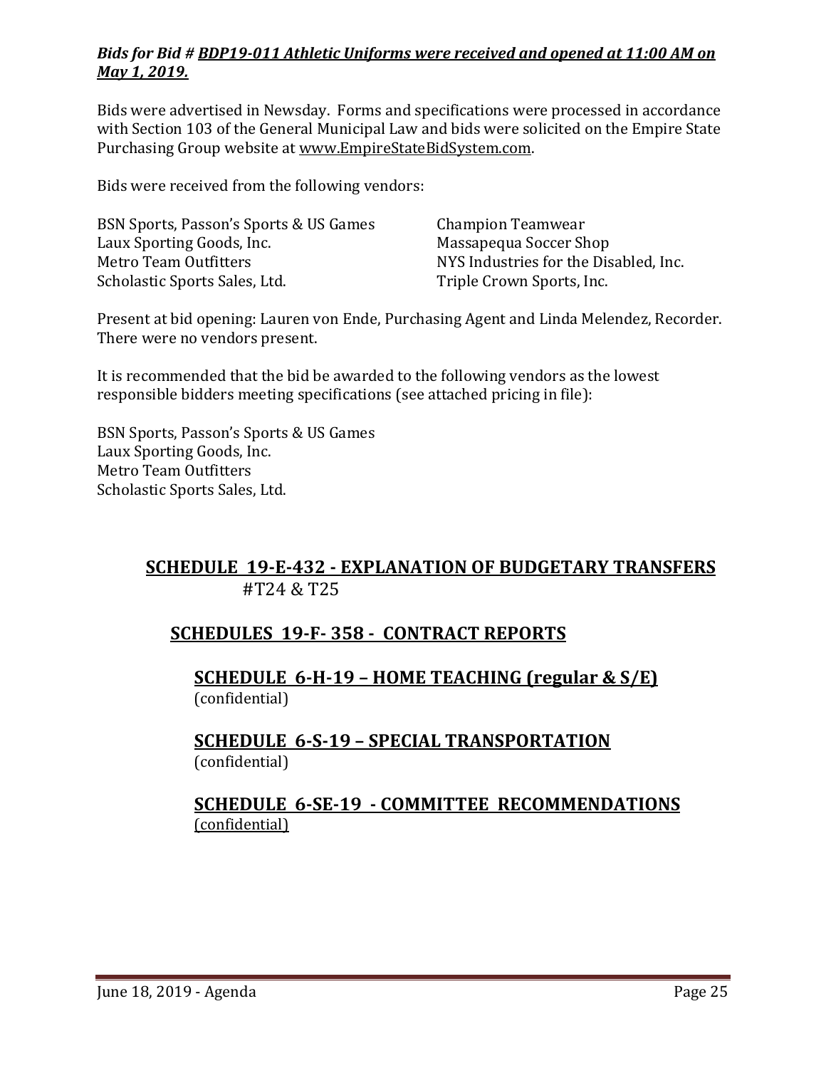***Bids for Bid # BDP19-011 Athletic Uniforms were received and opened at 11:00 AM on May 1, 2019.***

Bids were advertised in Newsday. Forms and specifications were processed in accordance with Section 103 of the General Municipal Law and bids were solicited on the Empire State Purchasing Group website at www.EmpireStateBidSystem.com.

Bids were received from the following vendors:

BSN Sports, Passon's Sports & US Games
Laux Sporting Goods, Inc.
Metro Team Outfitters
Scholastic Sports Sales, Ltd.
Champion Teamwear
Massapequa Soccer Shop
NYS Industries for the Disabled, Inc.
Triple Crown Sports, Inc.

Present at bid opening: Lauren von Ende, Purchasing Agent and Linda Melendez, Recorder. There were no vendors present.

It is recommended that the bid be awarded to the following vendors as the lowest responsible bidders meeting specifications (see attached pricing in file):

BSN Sports, Passon's Sports & US Games
Laux Sporting Goods, Inc.
Metro Team Outfitters
Scholastic Sports Sales, Ltd.

## SCHEDULE 19-E-432 - EXPLANATION OF BUDGETARY TRANSFERS

#T24 & T25

## SCHEDULES 19-F- 358 - CONTRACT REPORTS

### SCHEDULE 6-H-19 – HOME TEACHING (regular & S/E)

(confidential)

### SCHEDULE 6-S-19 – SPECIAL TRANSPORTATION

(confidential)

### SCHEDULE 6-SE-19 - COMMITTEE RECOMMENDATIONS

(confidential)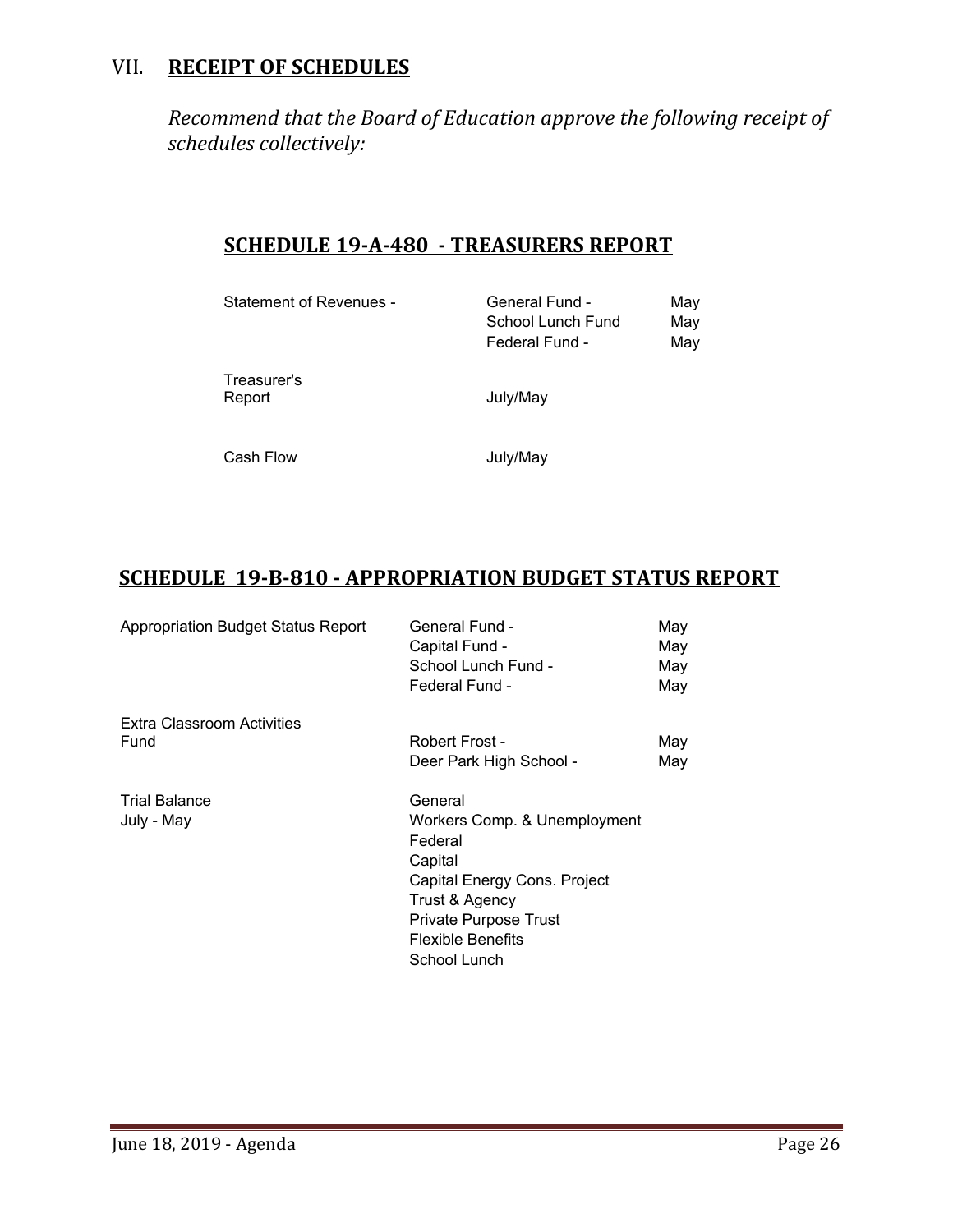## VII. **RECEIPT OF SCHEDULES**

*Recommend that the Board of Education approve the following receipt of schedules collectively:*

### SCHEDULE 19-A-480 - TREASURERS REPORT

| | | |
|---|---|---|
| Statement of Revenues - | General Fund - | May |
| | School Lunch Fund | May |
| | Federal Fund - | May |
| Treasurer's Report | July/May | |
| Cash Flow | July/May | |

### SCHEDULE 19-B-810 - APPROPRIATION BUDGET STATUS REPORT

| | | |
|---|---|---|
| Appropriation Budget Status Report | General Fund - | May |
| | Capital Fund - | May |
| | School Lunch Fund - | May |
| | Federal Fund - | May |
| Extra Classroom Activities Fund | Robert Frost - | May |
| | Deer Park High School - | May |
| Trial Balance | General | |
| July - May | Workers Comp. & Unemployment | |
| | Federal | |
| | Capital | |
| | Capital Energy Cons. Project | |
| | Trust & Agency | |
| | Private Purpose Trust | |
| | Flexible Benefits | |
| | School Lunch | |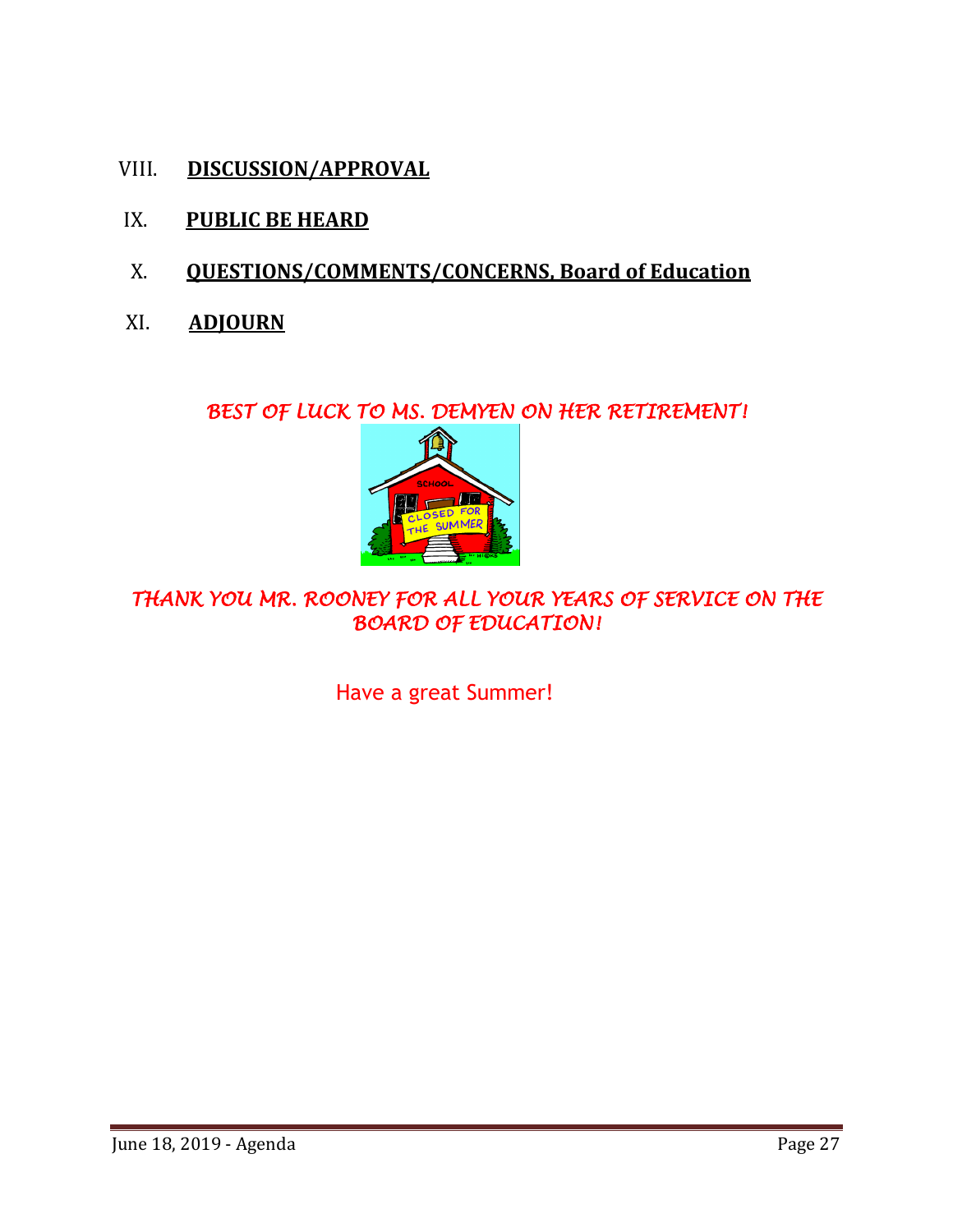VIII. **DISCUSSION/APPROVAL**

IX. **PUBLIC BE HEARD**

X. **QUESTIONS/COMMENTS/CONCERNS, Board of Education**

XI. **ADJOURN**

***BEST OF LUCK TO MS. DEMYEN ON HER RETIREMENT!***

***THANK YOU MR. ROONEY FOR ALL YOUR YEARS OF SERVICE ON THE BOARD OF EDUCATION!***

Have a great Summer!